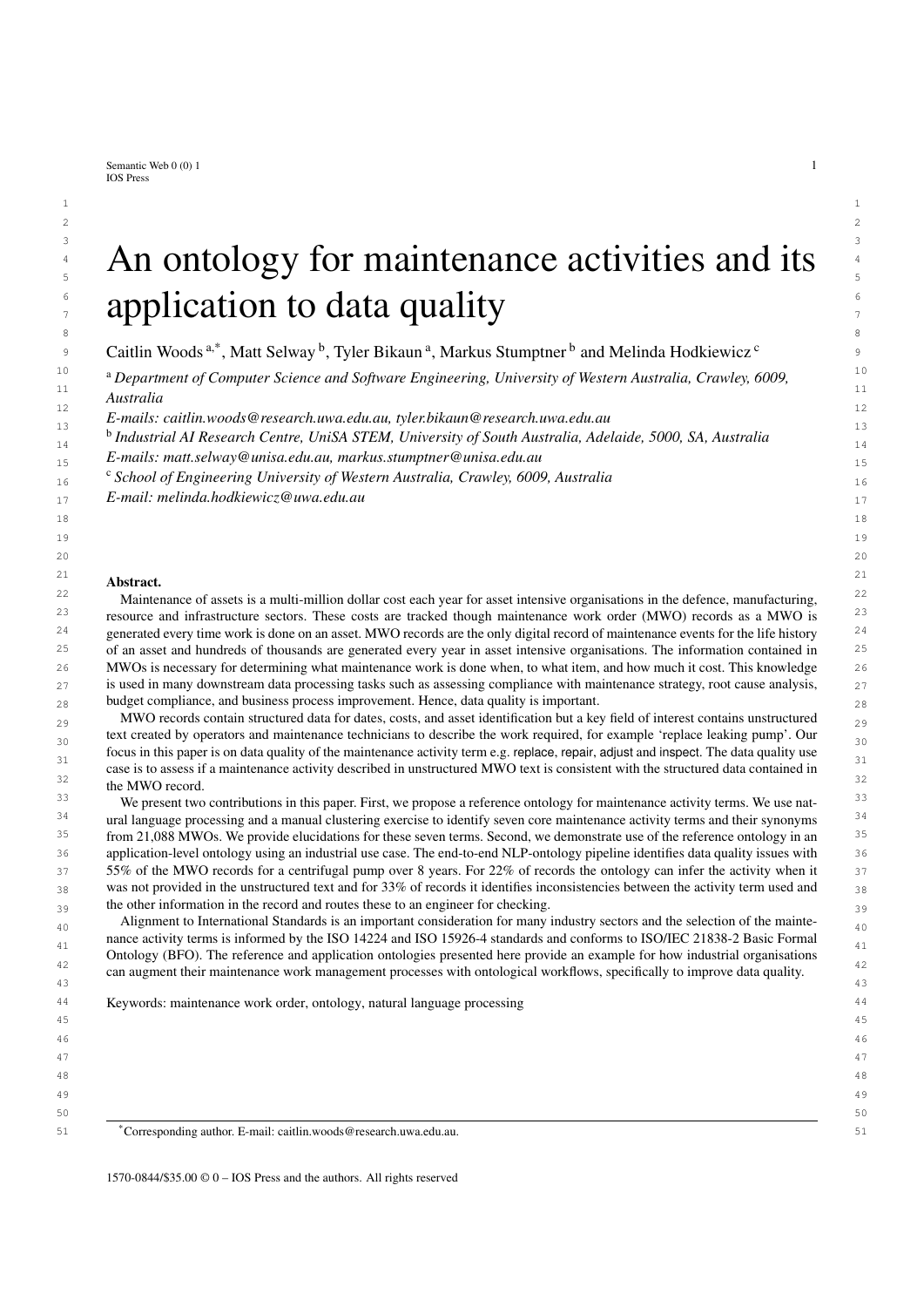# An ontology for maintenance activities and its application to data quality

Caitlin Woods [a,*], Matt Selway [b], Tyler Bikaun [a], Markus Stumptner [b] and Melinda Hodkiewicz [c]

[a] *Department of Computer Science and Software Engineering, University of Western Australia, Crawley, 6009, Australia*

*E-mails: caitlin.woods@research.uwa.edu.au, tyler.bikaun@research.uwa.edu.au*

[b] *Industrial AI Research Centre, UniSA STEM, University of South Australia, Adelaide, 5000, SA, Australia*

*E-mails: matt.selway@unisa.edu.au, markus.stumptner@unisa.edu.au*

[c] *School of Engineering University of Western Australia, Crawley, 6009, Australia*

*E-mail: melinda.hodkiewicz@uwa.edu.au*

**Abstract.**

Maintenance of assets is a multi-million dollar cost each year for asset intensive organisations in the defence, manufacturing, resource and infrastructure sectors. These costs are tracked though maintenance work order (MWO) records as a MWO is generated every time work is done on an asset. MWO records are the only digital record of maintenance events for the life history of an asset and hundreds of thousands are generated every year in asset intensive organisations. The information contained in MWOs is necessary for determining what maintenance work is done when, to what item, and how much it cost. This knowledge is used in many downstream data processing tasks such as assessing compliance with maintenance strategy, root cause analysis, budget compliance, and business process improvement. Hence, data quality is important.

MWO records contain structured data for dates, costs, and asset identification but a key field of interest contains unstructured text created by operators and maintenance technicians to describe the work required, for example 'replace leaking pump'. Our focus in this paper is on data quality of the maintenance activity term e.g. replace, repair, adjust and inspect. The data quality use case is to assess if a maintenance activity described in unstructured MWO text is consistent with the structured data contained in the MWO record.

We present two contributions in this paper. First, we propose a reference ontology for maintenance activity terms. We use natural language processing and a manual clustering exercise to identify seven core maintenance activity terms and their synonyms from 21,088 MWOs. We provide elucidations for these seven terms. Second, we demonstrate use of the reference ontology in an application-level ontology using an industrial use case. The end-to-end NLP-ontology pipeline identifies data quality issues with 55% of the MWO records for a centrifugal pump over 8 years. For 22% of records the ontology can infer the activity when it was not provided in the unstructured text and for 33% of records it identifies inconsistencies between the activity term used and the other information in the record and routes these to an engineer for checking.

Alignment to International Standards is an important consideration for many industry sectors and the selection of the maintenance activity terms is informed by the ISO 14224 and ISO 15926-4 standards and conforms to ISO/IEC 21838-2 Basic Formal Ontology (BFO). The reference and application ontologies presented here provide an example for how industrial organisations can augment their maintenance work management processes with ontological workflows, specifically to improve data quality.

Keywords: maintenance work order, ontology, natural language processing

*Corresponding author. E-mail: caitlin.woods@research.uwa.edu.au.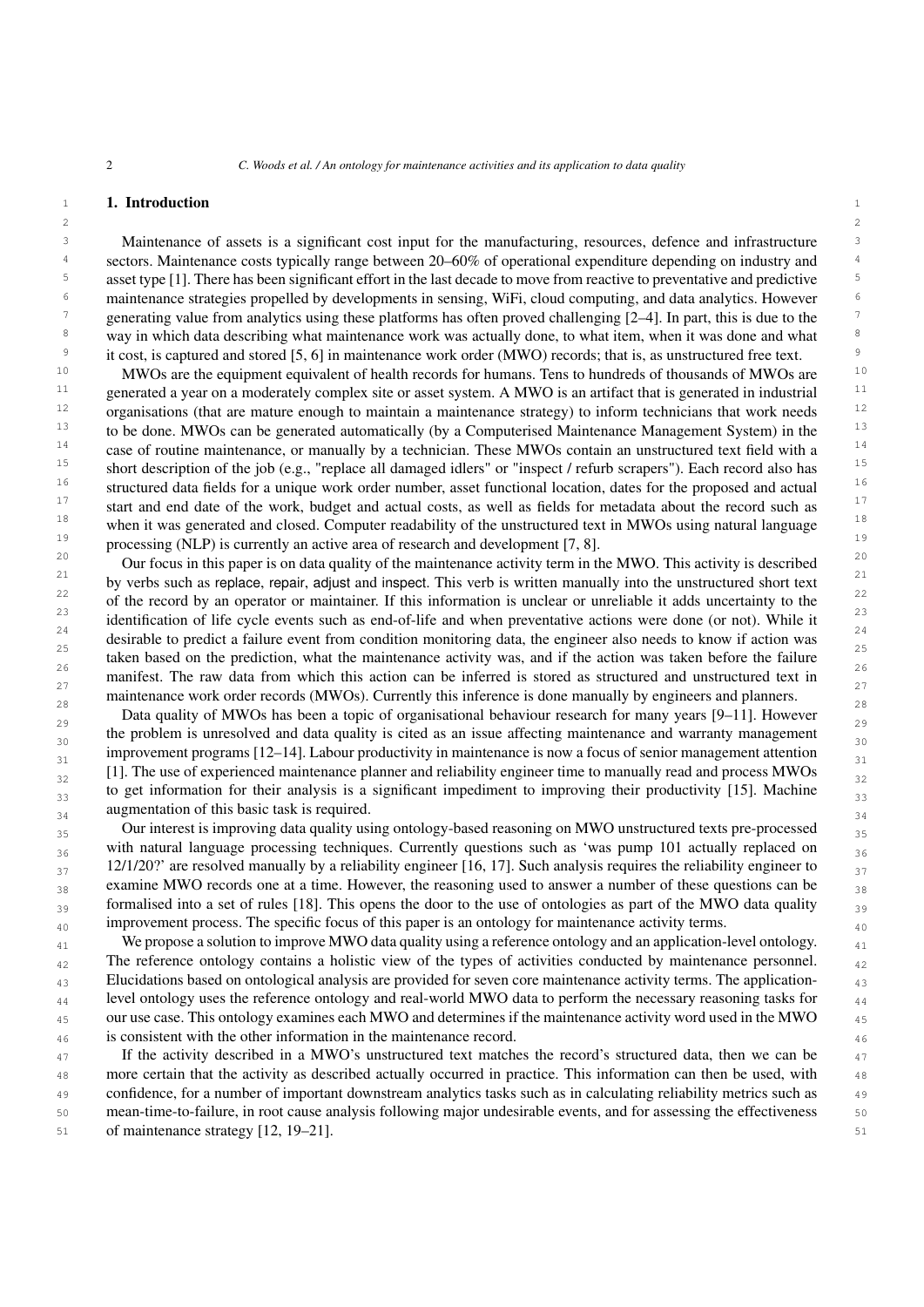## 1. Introduction

Maintenance of assets is a significant cost input for the manufacturing, resources, defence and infrastructure sectors. Maintenance costs typically range between 20–60% of operational expenditure depending on industry and asset type [1]. There has been significant effort in the last decade to move from reactive to preventative and predictive maintenance strategies propelled by developments in sensing, WiFi, cloud computing, and data analytics. However generating value from analytics using these platforms has often proved challenging [2–4]. In part, this is due to the way in which data describing what maintenance work was actually done, to what item, when it was done and what it cost, is captured and stored [5, 6] in maintenance work order (MWO) records; that is, as unstructured free text.

MWOs are the equipment equivalent of health records for humans. Tens to hundreds of thousands of MWOs are generated a year on a moderately complex site or asset system. A MWO is an artifact that is generated in industrial organisations (that are mature enough to maintain a maintenance strategy) to inform technicians that work needs to be done. MWOs can be generated automatically (by a Computerised Maintenance Management System) in the case of routine maintenance, or manually by a technician. These MWOs contain an unstructured text field with a short description of the job (e.g., "replace all damaged idlers" or "inspect / refurb scrapers"). Each record also has structured data fields for a unique work order number, asset functional location, dates for the proposed and actual start and end date of the work, budget and actual costs, as well as fields for metadata about the record such as when it was generated and closed. Computer readability of the unstructured text in MWOs using natural language processing (NLP) is currently an active area of research and development [7, 8].

Our focus in this paper is on data quality of the maintenance activity term in the MWO. This activity is described by verbs such as replace, repair, adjust and inspect. This verb is written manually into the unstructured short text of the record by an operator or maintainer. If this information is unclear or unreliable it adds uncertainty to the identification of life cycle events such as end-of-life and when preventative actions were done (or not). While it desirable to predict a failure event from condition monitoring data, the engineer also needs to know if action was taken based on the prediction, what the maintenance activity was, and if the action was taken before the failure manifest. The raw data from which this action can be inferred is stored as structured and unstructured text in maintenance work order records (MWOs). Currently this inference is done manually by engineers and planners.

Data quality of MWOs has been a topic of organisational behaviour research for many years [9–11]. However the problem is unresolved and data quality is cited as an issue affecting maintenance and warranty management improvement programs [12–14]. Labour productivity in maintenance is now a focus of senior management attention [1]. The use of experienced maintenance planner and reliability engineer time to manually read and process MWOs to get information for their analysis is a significant impediment to improving their productivity [15]. Machine augmentation of this basic task is required.

Our interest is improving data quality using ontology-based reasoning on MWO unstructured texts pre-processed with natural language processing techniques. Currently questions such as 'was pump 101 actually replaced on 12/1/20?' are resolved manually by a reliability engineer [16, 17]. Such analysis requires the reliability engineer to examine MWO records one at a time. However, the reasoning used to answer a number of these questions can be formalised into a set of rules [18]. This opens the door to the use of ontologies as part of the MWO data quality improvement process. The specific focus of this paper is an ontology for maintenance activity terms.

We propose a solution to improve MWO data quality using a reference ontology and an application-level ontology. The reference ontology contains a holistic view of the types of activities conducted by maintenance personnel. Elucidations based on ontological analysis are provided for seven core maintenance activity terms. The application-level ontology uses the reference ontology and real-world MWO data to perform the necessary reasoning tasks for our use case. This ontology examines each MWO and determines if the maintenance activity word used in the MWO is consistent with the other information in the maintenance record.

If the activity described in a MWO's unstructured text matches the record's structured data, then we can be more certain that the activity as described actually occurred in practice. This information can then be used, with confidence, for a number of important downstream analytics tasks such as in calculating reliability metrics such as mean-time-to-failure, in root cause analysis following major undesirable events, and for assessing the effectiveness of maintenance strategy [12, 19–21].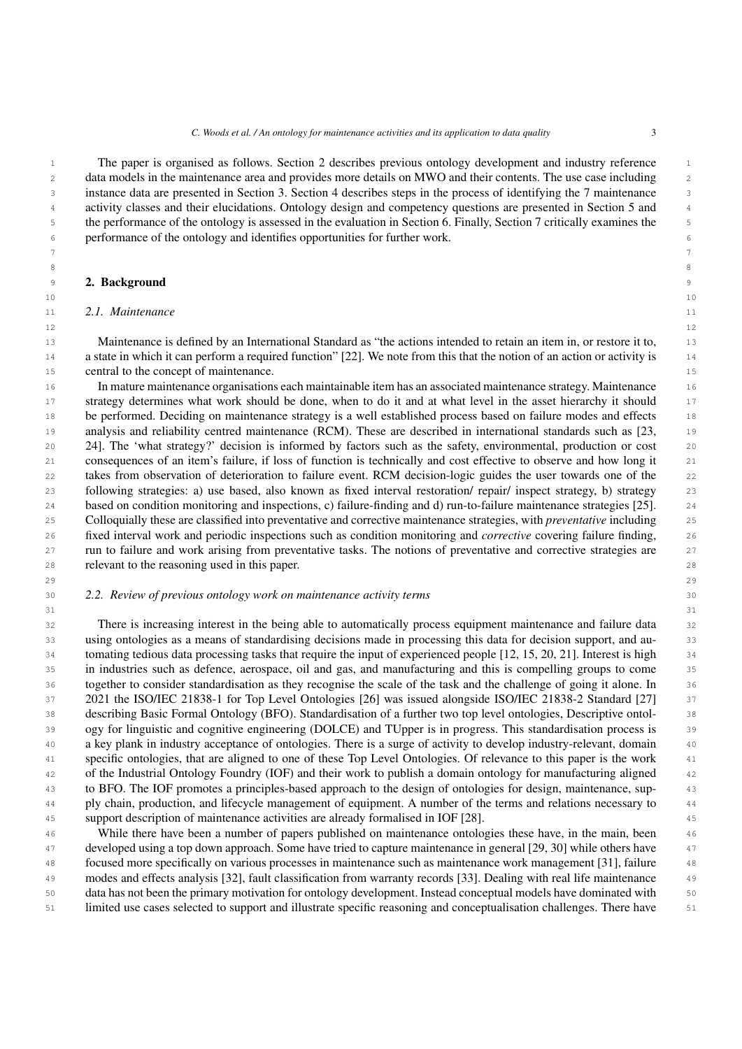The paper is organised as follows. Section 2 describes previous ontology development and industry reference data models in the maintenance area and provides more details on MWO and their contents. The use case including instance data are presented in Section 3. Section 4 describes steps in the process of identifying the 7 maintenance activity classes and their elucidations. Ontology design and competency questions are presented in Section 5 and the performance of the ontology is assessed in the evaluation in Section 6. Finally, Section 7 critically examines the performance of the ontology and identifies opportunities for further work.

## 2. Background

### 2.1. Maintenance

Maintenance is defined by an International Standard as "the actions intended to retain an item in, or restore it to, a state in which it can perform a required function" [22]. We note from this that the notion of an action or activity is central to the concept of maintenance.

In mature maintenance organisations each maintainable item has an associated maintenance strategy. Maintenance strategy determines what work should be done, when to do it and at what level in the asset hierarchy it should be performed. Deciding on maintenance strategy is a well established process based on failure modes and effects analysis and reliability centred maintenance (RCM). These are described in international standards such as [23, 24]. The 'what strategy?' decision is informed by factors such as the safety, environmental, production or cost consequences of an item's failure, if loss of function is technically and cost effective to observe and how long it takes from observation of deterioration to failure event. RCM decision-logic guides the user towards one of the following strategies: a) use based, also known as fixed interval restoration/ repair/ inspect strategy, b) strategy based on condition monitoring and inspections, c) failure-finding and d) run-to-failure maintenance strategies [25]. Colloquially these are classified into preventative and corrective maintenance strategies, with *preventative* including fixed interval work and periodic inspections such as condition monitoring and *corrective* covering failure finding, run to failure and work arising from preventative tasks. The notions of preventative and corrective strategies are relevant to the reasoning used in this paper.

### 2.2. Review of previous ontology work on maintenance activity terms

There is increasing interest in the being able to automatically process equipment maintenance and failure data using ontologies as a means of standardising decisions made in processing this data for decision support, and automating tedious data processing tasks that require the input of experienced people [12, 15, 20, 21]. Interest is high in industries such as defence, aerospace, oil and gas, and manufacturing and this is compelling groups to come together to consider standardisation as they recognise the scale of the task and the challenge of going it alone. In 2021 the ISO/IEC 21838-1 for Top Level Ontologies [26] was issued alongside ISO/IEC 21838-2 Standard [27] describing Basic Formal Ontology (BFO). Standardisation of a further two top level ontologies, Descriptive ontology for linguistic and cognitive engineering (DOLCE) and TUpper is in progress. This standardisation process is a key plank in industry acceptance of ontologies. There is a surge of activity to develop industry-relevant, domain specific ontologies, that are aligned to one of these Top Level Ontologies. Of relevance to this paper is the work of the Industrial Ontology Foundry (IOF) and their work to publish a domain ontology for manufacturing aligned to BFO. The IOF promotes a principles-based approach to the design of ontologies for design, maintenance, supply chain, production, and lifecycle management of equipment. A number of the terms and relations necessary to support description of maintenance activities are already formalised in IOF [28].

While there have been a number of papers published on maintenance ontologies these have, in the main, been developed using a top down approach. Some have tried to capture maintenance in general [29, 30] while others have focused more specifically on various processes in maintenance such as maintenance work management [31], failure modes and effects analysis [32], fault classification from warranty records [33]. Dealing with real life maintenance data has not been the primary motivation for ontology development. Instead conceptual models have dominated with limited use cases selected to support and illustrate specific reasoning and conceptualisation challenges. There have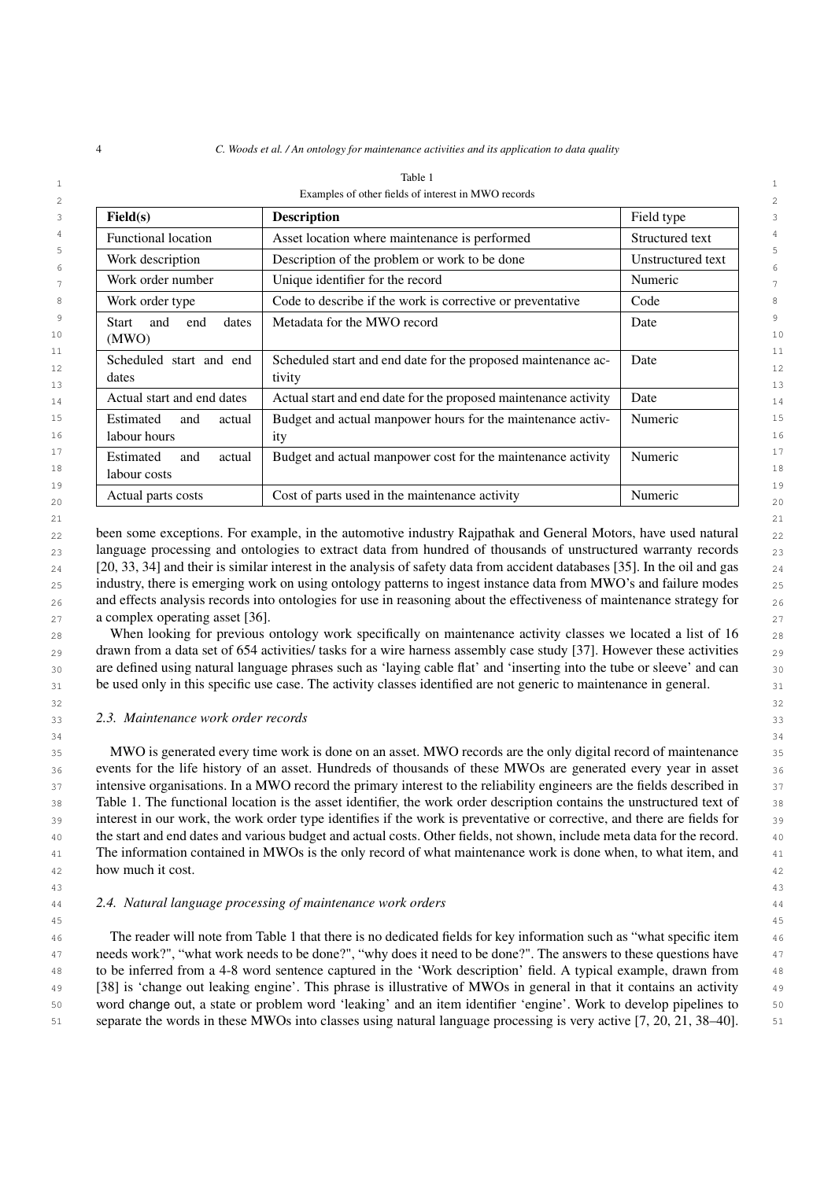Table 1

Examples of other fields of interest in MWO records

| **Field(s)** | **Description** | Field type |
|---|---|---|
| Functional location | Asset location where maintenance is performed | Structured text |
| Work description | Description of the problem or work to be done | Unstructured text |
| Work order number | Unique identifier for the record | Numeric |
| Work order type | Code to describe if the work is corrective or preventative | Code |
| Start and end dates (MWO) | Metadata for the MWO record | Date |
| Scheduled start and end dates | Scheduled start and end date for the proposed maintenance activity | Date |
| Actual start and end dates | Actual start and end date for the proposed maintenance activity | Date |
| Estimated and actual labour hours | Budget and actual manpower hours for the maintenance activity | Numeric |
| Estimated and actual labour costs | Budget and actual manpower cost for the maintenance activity | Numeric |
| Actual parts costs | Cost of parts used in the maintenance activity | Numeric |

been some exceptions. For example, in the automotive industry Rajpathak and General Motors, have used natural language processing and ontologies to extract data from hundred of thousands of unstructured warranty records [20, 33, 34] and their is similar interest in the analysis of safety data from accident databases [35]. In the oil and gas industry, there is emerging work on using ontology patterns to ingest instance data from MWO's and failure modes and effects analysis records into ontologies for use in reasoning about the effectiveness of maintenance strategy for a complex operating asset [36].

When looking for previous ontology work specifically on maintenance activity classes we located a list of 16 drawn from a data set of 654 activities/ tasks for a wire harness assembly case study [37]. However these activities are defined using natural language phrases such as 'laying cable flat' and 'inserting into the tube or sleeve' and can be used only in this specific use case. The activity classes identified are not generic to maintenance in general.

### *2.3. Maintenance work order records*

MWO is generated every time work is done on an asset. MWO records are the only digital record of maintenance events for the life history of an asset. Hundreds of thousands of these MWOs are generated every year in asset intensive organisations. In a MWO record the primary interest to the reliability engineers are the fields described in Table 1. The functional location is the asset identifier, the work order description contains the unstructured text of interest in our work, the work order type identifies if the work is preventative or corrective, and there are fields for the start and end dates and various budget and actual costs. Other fields, not shown, include meta data for the record. The information contained in MWOs is the only record of what maintenance work is done when, to what item, and how much it cost.

### *2.4. Natural language processing of maintenance work orders*

The reader will note from Table 1 that there is no dedicated fields for key information such as "what specific item needs work?", "what work needs to be done?", "why does it need to be done?". The answers to these questions have to be inferred from a 4-8 word sentence captured in the 'Work description' field. A typical example, drawn from [38] is 'change out leaking engine'. This phrase is illustrative of MWOs in general in that it contains an activity word change out, a state or problem word 'leaking' and an item identifier 'engine'. Work to develop pipelines to separate the words in these MWOs into classes using natural language processing is very active [7, 20, 21, 38–40].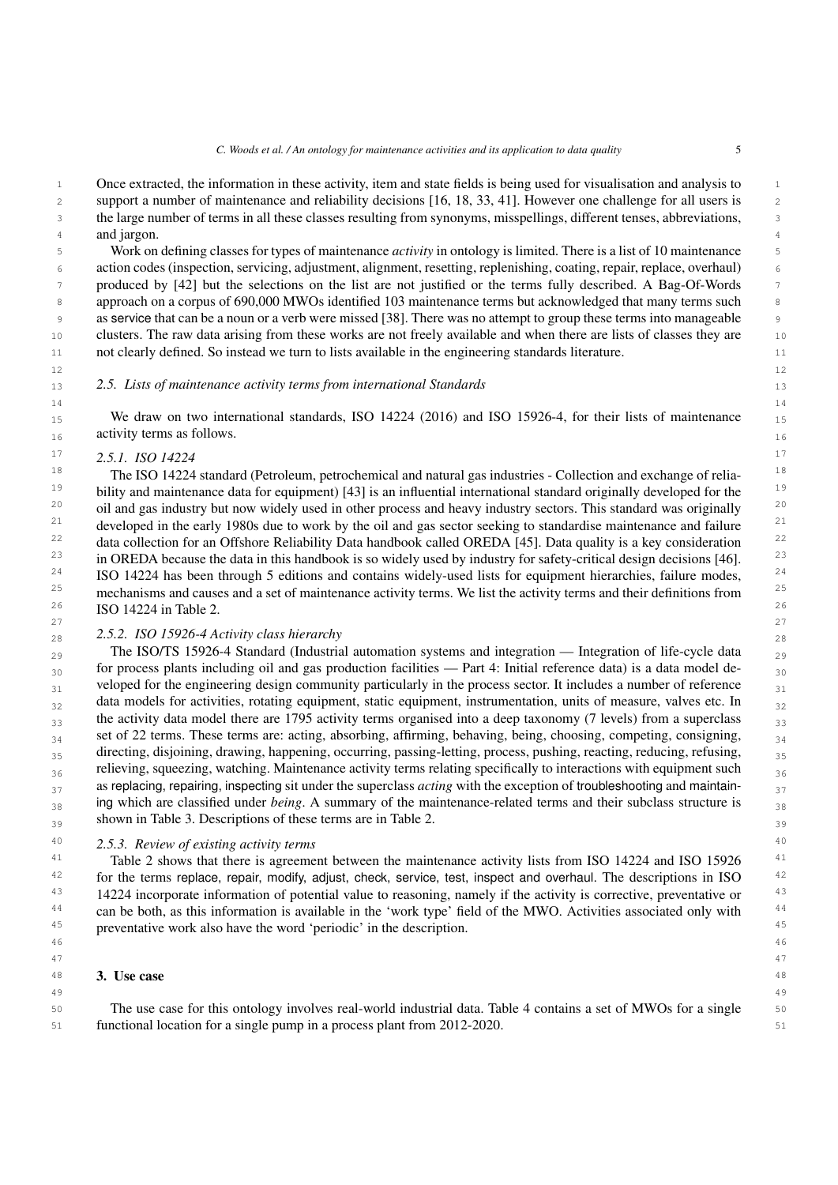Once extracted, the information in these activity, item and state fields is being used for visualisation and analysis to support a number of maintenance and reliability decisions [16, 18, 33, 41]. However one challenge for all users is the large number of terms in all these classes resulting from synonyms, misspellings, different tenses, abbreviations, and jargon.

Work on defining classes for types of maintenance *activity* in ontology is limited. There is a list of 10 maintenance action codes (inspection, servicing, adjustment, alignment, resetting, replenishing, coating, repair, replace, overhaul) produced by [42] but the selections on the list are not justified or the terms fully described. A Bag-Of-Words approach on a corpus of 690,000 MWOs identified 103 maintenance terms but acknowledged that many terms such as service that can be a noun or a verb were missed [38]. There was no attempt to group these terms into manageable clusters. The raw data arising from these works are not freely available and when there are lists of classes they are not clearly defined. So instead we turn to lists available in the engineering standards literature.

### *2.5. Lists of maintenance activity terms from international Standards*

We draw on two international standards, ISO 14224 (2016) and ISO 15926-4, for their lists of maintenance activity terms as follows.

#### *2.5.1. ISO 14224*

The ISO 14224 standard (Petroleum, petrochemical and natural gas industries - Collection and exchange of reliability and maintenance data for equipment) [43] is an influential international standard originally developed for the oil and gas industry but now widely used in other process and heavy industry sectors. This standard was originally developed in the early 1980s due to work by the oil and gas sector seeking to standardise maintenance and failure data collection for an Offshore Reliability Data handbook called OREDA [45]. Data quality is a key consideration in OREDA because the data in this handbook is so widely used by industry for safety-critical design decisions [46]. ISO 14224 has been through 5 editions and contains widely-used lists for equipment hierarchies, failure modes, mechanisms and causes and a set of maintenance activity terms. We list the activity terms and their definitions from ISO 14224 in Table 2.

#### *2.5.2. ISO 15926-4 Activity class hierarchy*

The ISO/TS 15926-4 Standard (Industrial automation systems and integration — Integration of life-cycle data for process plants including oil and gas production facilities — Part 4: Initial reference data) is a data model developed for the engineering design community particularly in the process sector. It includes a number of reference data models for activities, rotating equipment, static equipment, instrumentation, units of measure, valves etc. In the activity data model there are 1795 activity terms organised into a deep taxonomy (7 levels) from a superclass set of 22 terms. These terms are: acting, absorbing, affirming, behaving, being, choosing, competing, consigning, directing, disjoining, drawing, happening, occurring, passing-letting, process, pushing, reacting, reducing, refusing, relieving, squeezing, watching. Maintenance activity terms relating specifically to interactions with equipment such as replacing, repairing, inspecting sit under the superclass *acting* with the exception of troubleshooting and maintaining which are classified under *being*. A summary of the maintenance-related terms and their subclass structure is shown in Table 3. Descriptions of these terms are in Table 2.

#### *2.5.3. Review of existing activity terms*

Table 2 shows that there is agreement between the maintenance activity lists from ISO 14224 and ISO 15926 for the terms replace, repair, modify, adjust, check, service, test, inspect and overhaul. The descriptions in ISO 14224 incorporate information of potential value to reasoning, namely if the activity is corrective, preventative or can be both, as this information is available in the 'work type' field of the MWO. Activities associated only with preventative work also have the word 'periodic' in the description.

## 3. Use case

The use case for this ontology involves real-world industrial data. Table 4 contains a set of MWOs for a single functional location for a single pump in a process plant from 2012-2020.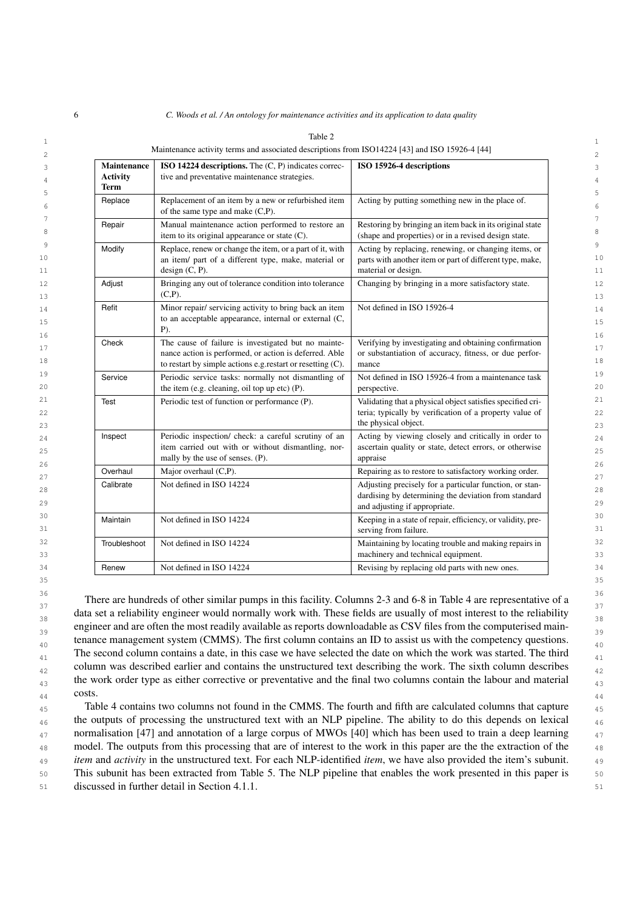Table 2

Maintenance activity terms and associated descriptions from ISO14224 [43] and ISO 15926-4 [44]

| **Maintenance Activity Term** | **ISO 14224 descriptions.** The (C, P) indicates corrective and preventative maintenance strategies. | **ISO 15926-4 descriptions** |
|---|---|---|
| Replace | Replacement of an item by a new or refurbished item of the same type and make (C,P). | Acting by putting something new in the place of. |
| Repair | Manual maintenance action performed to restore an item to its original appearance or state (C). | Restoring by bringing an item back in its original state (shape and properties) or in a revised design state. |
| Modify | Replace, renew or change the item, or a part of it, with an item/ part of a different type, make, material or design (C, P). | Acting by replacing, renewing, or changing items, or parts with another item or part of different type, make, material or design. |
| Adjust | Bringing any out of tolerance condition into tolerance (C,P). | Changing by bringing in a more satisfactory state. |
| Refit | Minor repair/ servicing activity to bring back an item to an acceptable appearance, internal or external (C, P). | Not defined in ISO 15926-4 |
| Check | The cause of failure is investigated but no maintenance action is performed, or action is deferred. Able to restart by simple actions e.g.restart or resetting (C). | Verifying by investigating and obtaining confirmation or substantiation of accuracy, fitness, or due performance |
| Service | Periodic service tasks: normally not dismantling of the item (e.g. cleaning, oil top up etc) (P). | Not defined in ISO 15926-4 from a maintenance task perspective. |
| Test | Periodic test of function or performance (P). | Validating that a physical object satisfies specified criteria; typically by verification of a property value of the physical object. |
| Inspect | Periodic inspection/ check: a careful scrutiny of an item carried out with or without dismantling, normally by the use of senses. (P). | Acting by viewing closely and critically in order to ascertain quality or state, detect errors, or otherwise appraise |
| Overhaul | Major overhaul (C,P). | Repairing as to restore to satisfactory working order. |
| Calibrate | Not defined in ISO 14224 | Adjusting precisely for a particular function, or standardising by determining the deviation from standard and adjusting if appropriate. |
| Maintain | Not defined in ISO 14224 | Keeping in a state of repair, efficiency, or validity, preserving from failure. |
| Troubleshoot | Not defined in ISO 14224 | Maintaining by locating trouble and making repairs in machinery and technical equipment. |
| Renew | Not defined in ISO 14224 | Revising by replacing old parts with new ones. |

There are hundreds of other similar pumps in this facility. Columns 2-3 and 6-8 in Table 4 are representative of a data set a reliability engineer would normally work with. These fields are usually of most interest to the reliability engineer and are often the most readily available as reports downloadable as CSV files from the computerised maintenance management system (CMMS). The first column contains an ID to assist us with the competency questions. The second column contains a date, in this case we have selected the date on which the work was started. The third column was described earlier and contains the unstructured text describing the work. The sixth column describes the work order type as either corrective or preventative and the final two columns contain the labour and material costs.

Table 4 contains two columns not found in the CMMS. The fourth and fifth are calculated columns that capture the outputs of processing the unstructured text with an NLP pipeline. The ability to do this depends on lexical normalisation [47] and annotation of a large corpus of MWOs [40] which has been used to train a deep learning model. The outputs from this processing that are of interest to the work in this paper are the the extraction of the *item* and *activity* in the unstructured text. For each NLP-identified *item*, we have also provided the item's subunit. This subunit has been extracted from Table 5. The NLP pipeline that enables the work presented in this paper is discussed in further detail in Section 4.1.1.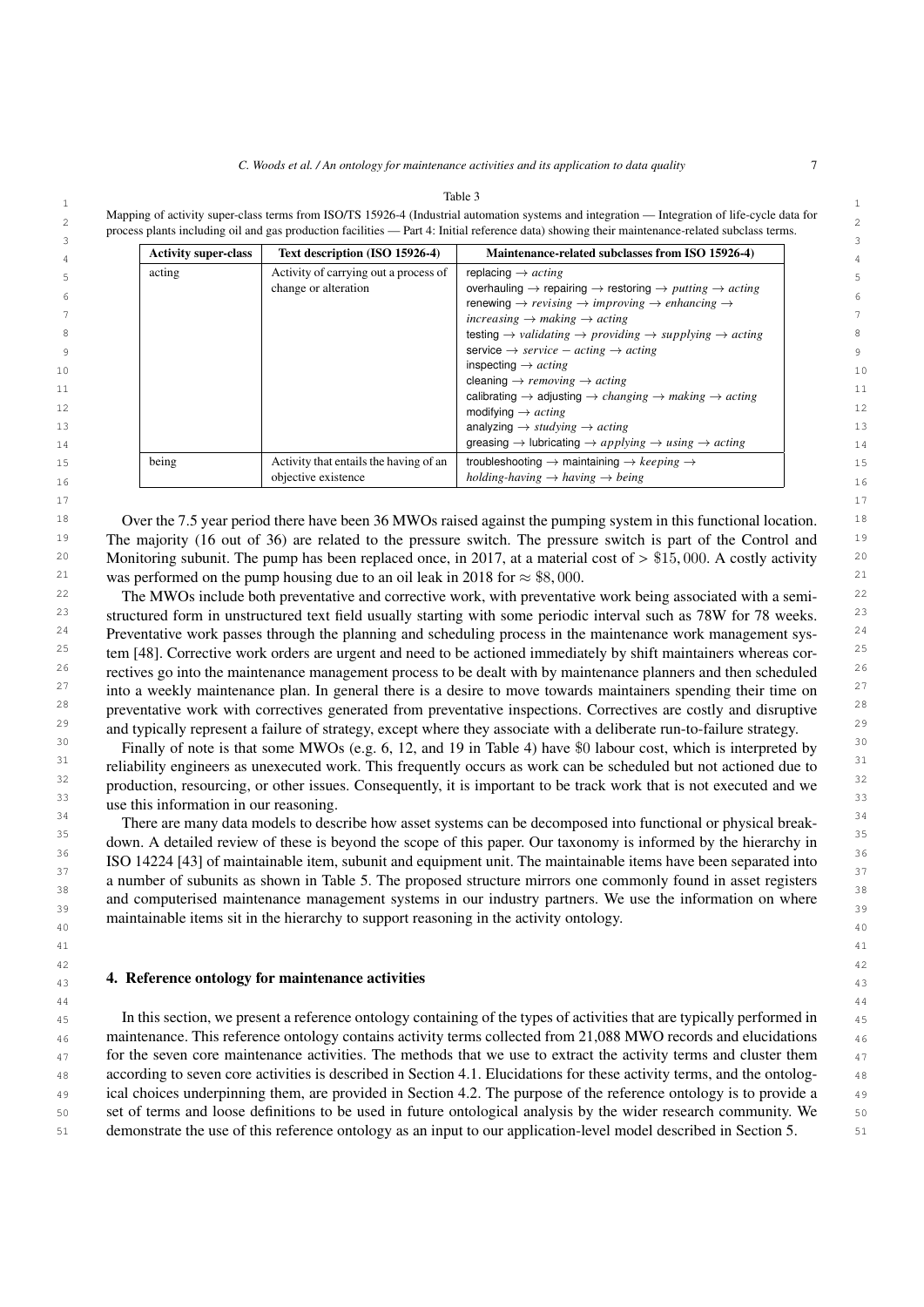Table 3

Mapping of activity super-class terms from ISO/TS 15926-4 (Industrial automation systems and integration — Integration of life-cycle data for process plants including oil and gas production facilities — Part 4: Initial reference data) showing their maintenance-related subclass terms.

| Activity super-class | Text description (ISO 15926-4) | Maintenance-related subclasses from ISO 15926-4) |
|---|---|---|
| acting | Activity of carrying out a process of change or alteration | replacing → *acting*<br>overhauling → repairing → restoring → *putting* → *acting*<br>renewing → *revising* → *improving* → *enhancing* → *increasing* → *making* → *acting*<br>testing → *validating* → *providing* → *supplying* → *acting*<br>service → *service* − *acting* → *acting*<br>inspecting → *acting*<br>cleaning → *removing* → *acting*<br>calibrating → adjusting → *changing* → *making* → *acting*<br>modifying → *acting*<br>analyzing → *studying* → *acting*<br>greasing → lubricating → *applying* → *using* → *acting* |
| being | Activity that entails the having of an objective existence | troubleshooting → maintaining → *keeping* → *holding-having* → *having* → *being* |

Over the 7.5 year period there have been 36 MWOs raised against the pumping system in this functional location. The majority (16 out of 36) are related to the pressure switch. The pressure switch is part of the Control and Monitoring subunit. The pump has been replaced once, in 2017, at a material cost of $> \$15,000$. A costly activity was performed on the pump housing due to an oil leak in 2018 for $\approx \$8,000$.

The MWOs include both preventative and corrective work, with preventative work being associated with a semi-structured form in unstructured text field usually starting with some periodic interval such as 78W for 78 weeks. Preventative work passes through the planning and scheduling process in the maintenance work management system [48]. Corrective work orders are urgent and need to be actioned immediately by shift maintainers whereas correctives go into the maintenance management process to be dealt with by maintenance planners and then scheduled into a weekly maintenance plan. In general there is a desire to move towards maintainers spending their time on preventative work with correctives generated from preventative inspections. Correctives are costly and disruptive and typically represent a failure of strategy, except where they associate with a deliberate run-to-failure strategy.

Finally of note is that some MWOs (e.g. 6, 12, and 19 in Table 4) have \$0 labour cost, which is interpreted by reliability engineers as unexecuted work. This frequently occurs as work can be scheduled but not actioned due to production, resourcing, or other issues. Consequently, it is important to be track work that is not executed and we use this information in our reasoning.

There are many data models to describe how asset systems can be decomposed into functional or physical breakdown. A detailed review of these is beyond the scope of this paper. Our taxonomy is informed by the hierarchy in ISO 14224 [43] of maintainable item, subunit and equipment unit. The maintainable items have been separated into a number of subunits as shown in Table 5. The proposed structure mirrors one commonly found in asset registers and computerised maintenance management systems in our industry partners. We use the information on where maintainable items sit in the hierarchy to support reasoning in the activity ontology.

## 4. Reference ontology for maintenance activities

In this section, we present a reference ontology containing of the types of activities that are typically performed in maintenance. This reference ontology contains activity terms collected from 21,088 MWO records and elucidations for the seven core maintenance activities. The methods that we use to extract the activity terms and cluster them according to seven core activities is described in Section 4.1. Elucidations for these activity terms, and the ontological choices underpinning them, are provided in Section 4.2. The purpose of the reference ontology is to provide a set of terms and loose definitions to be used in future ontological analysis by the wider research community. We demonstrate the use of this reference ontology as an input to our application-level model described in Section 5.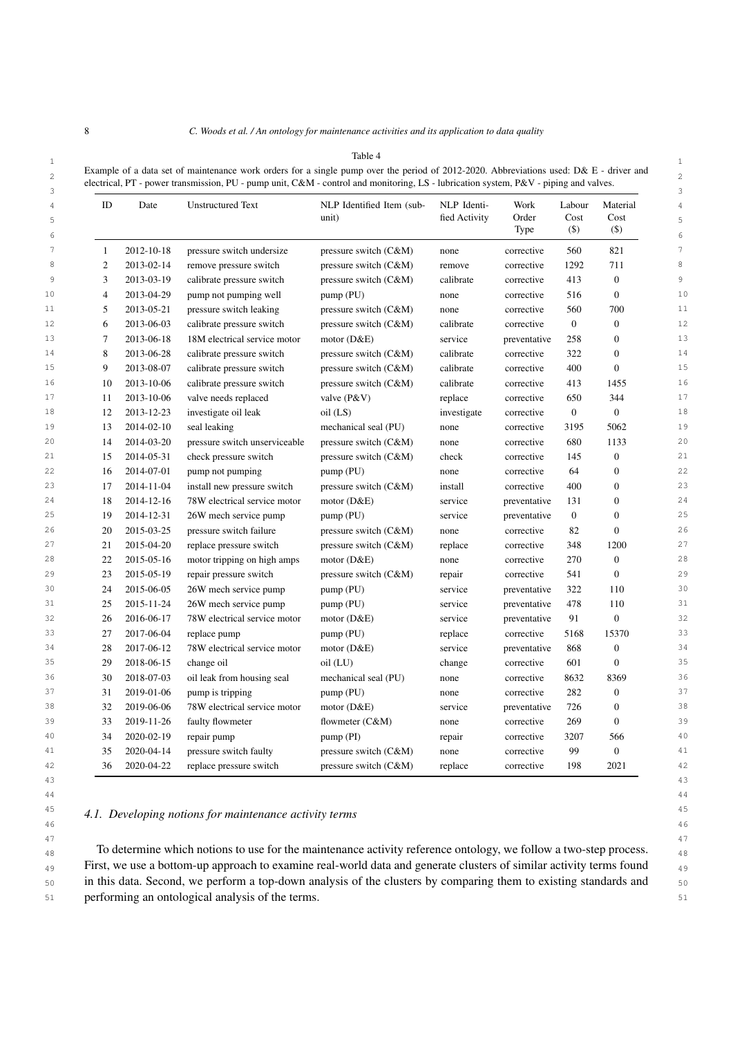Table 4

Example of a data set of maintenance work orders for a single pump over the period of 2012-2020. Abbreviations used: D& E - driver and electrical, PT - power transmission, PU - pump unit, C&M - control and monitoring, LS - lubrication system, P&V - piping and valves.

| ID | Date | Unstructured Text | NLP Identified Item (sub-unit) | NLP Identified Activity | Work Order Type | Labour Cost ($) | Material Cost ($) |
|---|---|---|---|---|---|---|---|
| 1 | 2012-10-18 | pressure switch undersize | pressure switch (C&M) | none | corrective | 560 | 821 |
| 2 | 2013-02-14 | remove pressure switch | pressure switch (C&M) | remove | corrective | 1292 | 711 |
| 3 | 2013-03-19 | calibrate pressure switch | pressure switch (C&M) | calibrate | corrective | 413 | 0 |
| 4 | 2013-04-29 | pump not pumping well | pump (PU) | none | corrective | 516 | 0 |
| 5 | 2013-05-21 | pressure switch leaking | pressure switch (C&M) | none | corrective | 560 | 700 |
| 6 | 2013-06-03 | calibrate pressure switch | pressure switch (C&M) | calibrate | corrective | 0 | 0 |
| 7 | 2013-06-18 | 18M electrical service motor | motor (D&E) | service | preventative | 258 | 0 |
| 8 | 2013-06-28 | calibrate pressure switch | pressure switch (C&M) | calibrate | corrective | 322 | 0 |
| 9 | 2013-08-07 | calibrate pressure switch | pressure switch (C&M) | calibrate | corrective | 400 | 0 |
| 10 | 2013-10-06 | calibrate pressure switch | pressure switch (C&M) | calibrate | corrective | 413 | 1455 |
| 11 | 2013-10-06 | valve needs replaced | valve (P&V) | replace | corrective | 650 | 344 |
| 12 | 2013-12-23 | investigate oil leak | oil (LS) | investigate | corrective | 0 | 0 |
| 13 | 2014-02-10 | seal leaking | mechanical seal (PU) | none | corrective | 3195 | 5062 |
| 14 | 2014-03-20 | pressure switch unserviceable | pressure switch (C&M) | none | corrective | 680 | 1133 |
| 15 | 2014-05-31 | check pressure switch | pressure switch (C&M) | check | corrective | 145 | 0 |
| 16 | 2014-07-01 | pump not pumping | pump (PU) | none | corrective | 64 | 0 |
| 17 | 2014-11-04 | install new pressure switch | pressure switch (C&M) | install | corrective | 400 | 0 |
| 18 | 2014-12-16 | 78W electrical service motor | motor (D&E) | service | preventative | 131 | 0 |
| 19 | 2014-12-31 | 26W mech service pump | pump (PU) | service | preventative | 0 | 0 |
| 20 | 2015-03-25 | pressure switch failure | pressure switch (C&M) | none | corrective | 82 | 0 |
| 21 | 2015-04-20 | replace pressure switch | pressure switch (C&M) | replace | corrective | 348 | 1200 |
| 22 | 2015-05-16 | motor tripping on high amps | motor (D&E) | none | corrective | 270 | 0 |
| 23 | 2015-05-19 | repair pressure switch | pressure switch (C&M) | repair | corrective | 541 | 0 |
| 24 | 2015-06-05 | 26W mech service pump | pump (PU) | service | preventative | 322 | 110 |
| 25 | 2015-11-24 | 26W mech service pump | pump (PU) | service | preventative | 478 | 110 |
| 26 | 2016-06-17 | 78W electrical service motor | motor (D&E) | service | preventative | 91 | 0 |
| 27 | 2017-06-04 | replace pump | pump (PU) | replace | corrective | 5168 | 15370 |
| 28 | 2017-06-12 | 78W electrical service motor | motor (D&E) | service | preventative | 868 | 0 |
| 29 | 2018-06-15 | change oil | oil (LU) | change | corrective | 601 | 0 |
| 30 | 2018-07-03 | oil leak from housing seal | mechanical seal (PU) | none | corrective | 8632 | 8369 |
| 31 | 2019-01-06 | pump is tripping | pump (PU) | none | corrective | 282 | 0 |
| 32 | 2019-06-06 | 78W electrical service motor | motor (D&E) | service | preventative | 726 | 0 |
| 33 | 2019-11-26 | faulty flowmeter | flowmeter (C&M) | none | corrective | 269 | 0 |
| 34 | 2020-02-19 | repair pump | pump (PI) | repair | corrective | 3207 | 566 |
| 35 | 2020-04-14 | pressure switch faulty | pressure switch (C&M) | none | corrective | 99 | 0 |
| 36 | 2020-04-22 | replace pressure switch | pressure switch (C&M) | replace | corrective | 198 | 2021 |

### 4.1. Developing notions for maintenance activity terms

To determine which notions to use for the maintenance activity reference ontology, we follow a two-step process. First, we use a bottom-up approach to examine real-world data and generate clusters of similar activity terms found in this data. Second, we perform a top-down analysis of the clusters by comparing them to existing standards and performing an ontological analysis of the terms.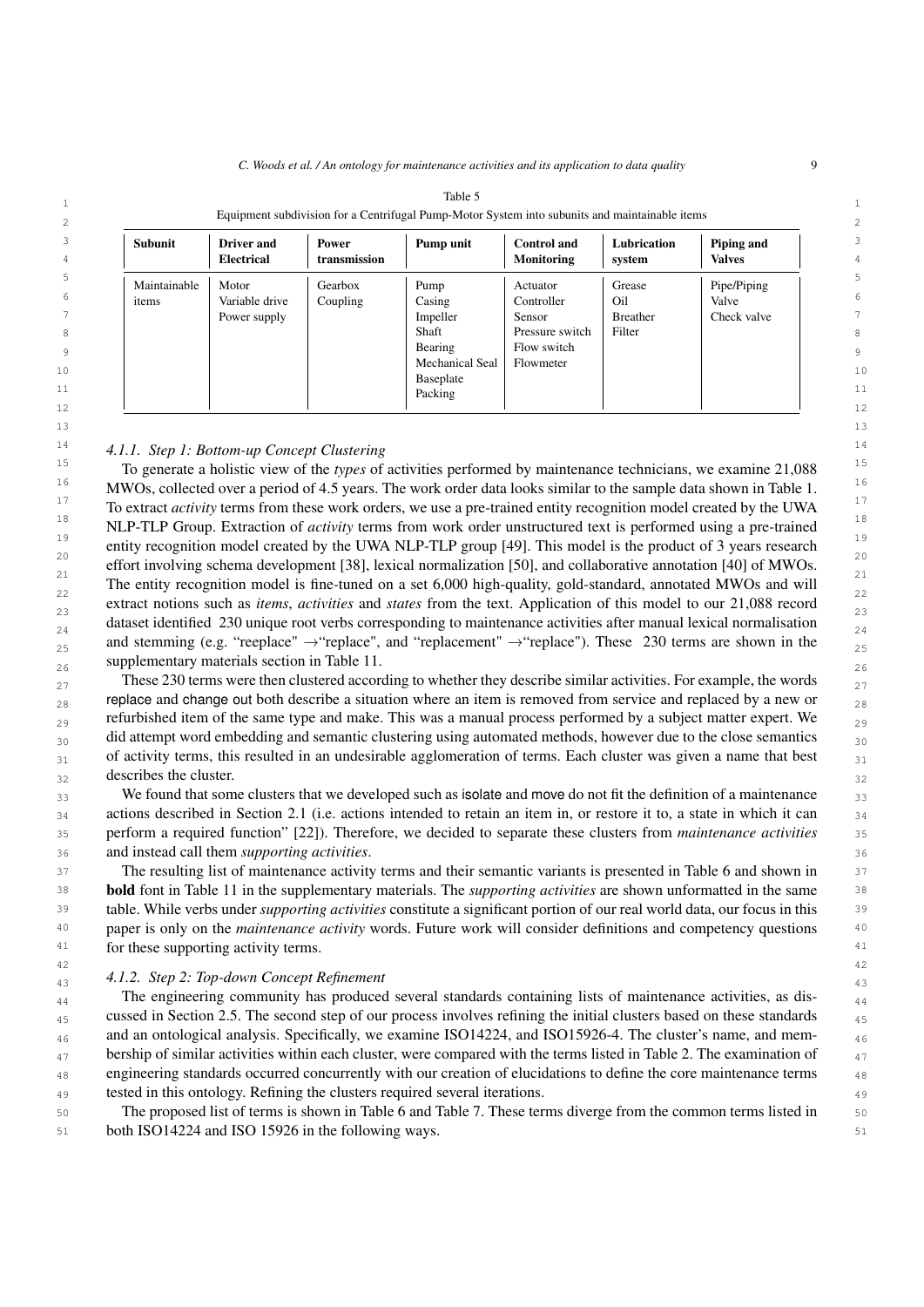Table 5

Equipment subdivision for a Centrifugal Pump-Motor System into subunits and maintainable items

| Subunit | Driver and Electrical | Power transmission | Pump unit | Control and Monitoring | Lubrication system | Piping and Valves |
|---|---|---|---|---|---|---|
| Maintainable items | Motor<br>Variable drive<br>Power supply | Gearbox<br>Coupling | Pump<br>Casing<br>Impeller<br>Shaft<br>Bearing<br>Mechanical Seal<br>Baseplate<br>Packing | Actuator<br>Controller<br>Sensor<br>Pressure switch<br>Flow switch<br>Flowmeter | Grease<br>Oil<br>Breather<br>Filter | Pipe/Piping<br>Valve<br>Check valve |

#### 4.1.1. Step 1: Bottom-up Concept Clustering

To generate a holistic view of the *types* of activities performed by maintenance technicians, we examine 21,088 MWOs, collected over a period of 4.5 years. The work order data looks similar to the sample data shown in Table 1. To extract *activity* terms from these work orders, we use a pre-trained entity recognition model created by the UWA NLP-TLP Group. Extraction of *activity* terms from work order unstructured text is performed using a pre-trained entity recognition model created by the UWA NLP-TLP group [49]. This model is the product of 3 years research effort involving schema development [38], lexical normalization [50], and collaborative annotation [40] of MWOs. The entity recognition model is fine-tuned on a set 6,000 high-quality, gold-standard, annotated MWOs and will extract notions such as *items*, *activities* and *states* from the text. Application of this model to our 21,088 record dataset identified 230 unique root verbs corresponding to maintenance activities after manual lexical normalisation and stemming (e.g. "reeplace" →"replace", and "replacement" →"replace"). These 230 terms are shown in the supplementary materials section in Table 11.

These 230 terms were then clustered according to whether they describe similar activities. For example, the words replace and change out both describe a situation where an item is removed from service and replaced by a new or refurbished item of the same type and make. This was a manual process performed by a subject matter expert. We did attempt word embedding and semantic clustering using automated methods, however due to the close semantics of activity terms, this resulted in an undesirable agglomeration of terms. Each cluster was given a name that best describes the cluster.

We found that some clusters that we developed such as isolate and move do not fit the definition of a maintenance actions described in Section 2.1 (i.e. actions intended to retain an item in, or restore it to, a state in which it can perform a required function" [22]). Therefore, we decided to separate these clusters from *maintenance activities* and instead call them *supporting activities*.

The resulting list of maintenance activity terms and their semantic variants is presented in Table 6 and shown in **bold** font in Table 11 in the supplementary materials. The *supporting activities* are shown unformatted in the same table. While verbs under *supporting activities* constitute a significant portion of our real world data, our focus in this paper is only on the *maintenance activity* words. Future work will consider definitions and competency questions for these supporting activity terms.

#### 4.1.2. Step 2: Top-down Concept Refinement

The engineering community has produced several standards containing lists of maintenance activities, as discussed in Section 2.5. The second step of our process involves refining the initial clusters based on these standards and an ontological analysis. Specifically, we examine ISO14224, and ISO15926-4. The cluster's name, and membership of similar activities within each cluster, were compared with the terms listed in Table 2. The examination of engineering standards occurred concurrently with our creation of elucidations to define the core maintenance terms tested in this ontology. Refining the clusters required several iterations.

The proposed list of terms is shown in Table 6 and Table 7. These terms diverge from the common terms listed in both ISO14224 and ISO 15926 in the following ways.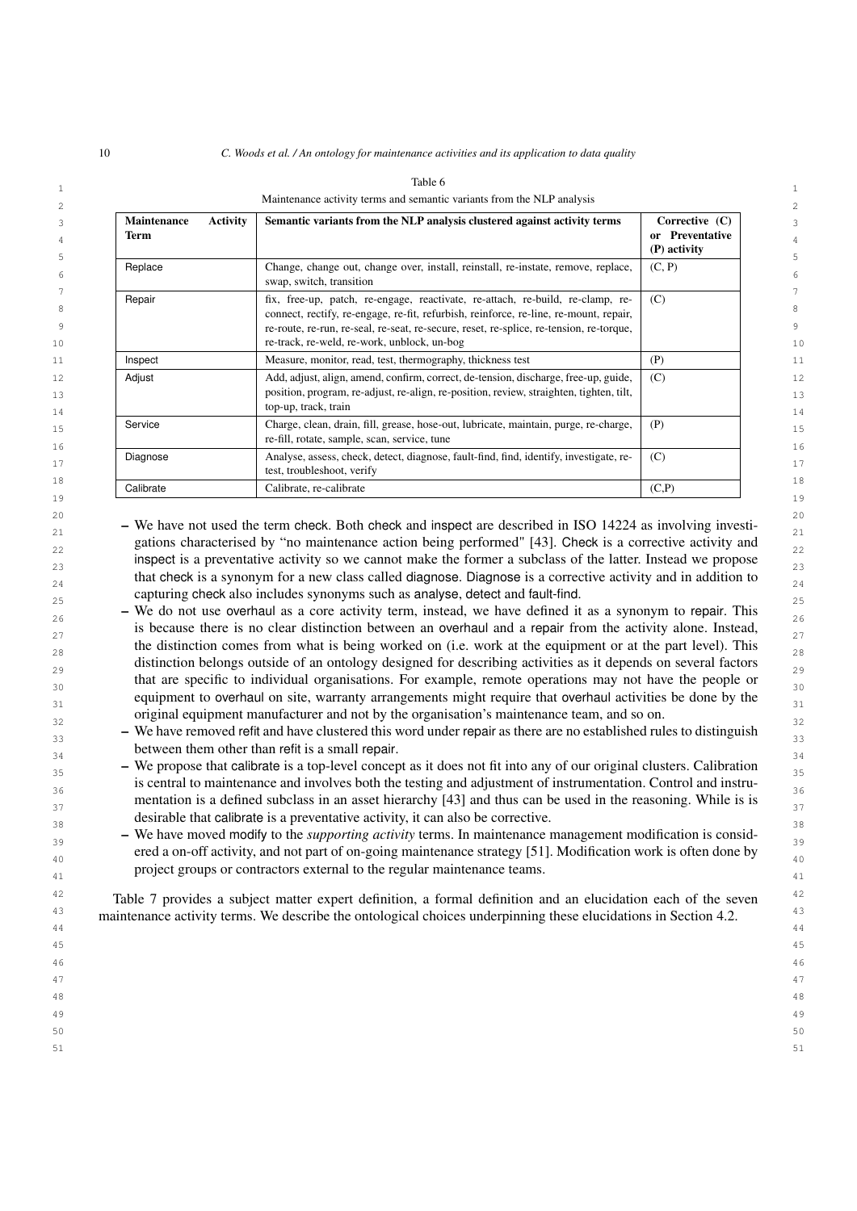Table 6

Maintenance activity terms and semantic variants from the NLP analysis

| **Maintenance Activity Term** | **Semantic variants from the NLP analysis clustered against activity terms** | **Corrective (C) or Preventative (P) activity** |
|---|---|---|
| Replace | Change, change out, change over, install, reinstall, re-instate, remove, replace, swap, switch, transition | (C, P) |
| Repair | fix, free-up, patch, re-engage, reactivate, re-attach, re-build, re-clamp, re-connect, rectify, re-engage, re-fit, refurbish, reinforce, re-line, re-mount, repair, re-route, re-run, re-seal, re-seat, re-secure, reset, re-splice, re-tension, re-torque, re-track, re-weld, re-work, unblock, un-bog | (C) |
| Inspect | Measure, monitor, read, test, thermography, thickness test | (P) |
| Adjust | Add, adjust, align, amend, confirm, correct, de-tension, discharge, free-up, guide, position, program, re-adjust, re-align, re-position, review, straighten, tighten, tilt, top-up, track, train | (C) |
| Service | Charge, clean, drain, fill, grease, hose-out, lubricate, maintain, purge, re-charge, re-fill, rotate, sample, scan, service, tune | (P) |
| Diagnose | Analyse, assess, check, detect, diagnose, fault-find, find, identify, investigate, re-test, troubleshoot, verify | (C) |
| Calibrate | Calibrate, re-calibrate | (C,P) |

- We have not used the term check. Both check and inspect are described in ISO 14224 as involving investigations characterised by "no maintenance action being performed" [43]. Check is a corrective activity and inspect is a preventative activity so we cannot make the former a subclass of the latter. Instead we propose that check is a synonym for a new class called diagnose. Diagnose is a corrective activity and in addition to capturing check also includes synonyms such as analyse, detect and fault-find.
- We do not use overhaul as a core activity term, instead, we have defined it as a synonym to repair. This is because there is no clear distinction between an overhaul and a repair from the activity alone. Instead, the distinction comes from what is being worked on (i.e. work at the equipment or at the part level). This distinction belongs outside of an ontology designed for describing activities as it depends on several factors that are specific to individual organisations. For example, remote operations may not have the people or equipment to overhaul on site, warranty arrangements might require that overhaul activities be done by the original equipment manufacturer and not by the organisation's maintenance team, and so on.
- We have removed refit and have clustered this word under repair as there are no established rules to distinguish between them other than refit is a small repair.
- We propose that calibrate is a top-level concept as it does not fit into any of our original clusters. Calibration is central to maintenance and involves both the testing and adjustment of instrumentation. Control and instrumentation is a defined subclass in an asset hierarchy [43] and thus can be used in the reasoning. While is is desirable that calibrate is a preventative activity, it can also be corrective.
- We have moved modify to the *supporting activity* terms. In maintenance management modification is considered a on-off activity, and not part of on-going maintenance strategy [51]. Modification work is often done by project groups or contractors external to the regular maintenance teams.

Table 7 provides a subject matter expert definition, a formal definition and an elucidation each of the seven maintenance activity terms. We describe the ontological choices underpinning these elucidations in Section 4.2.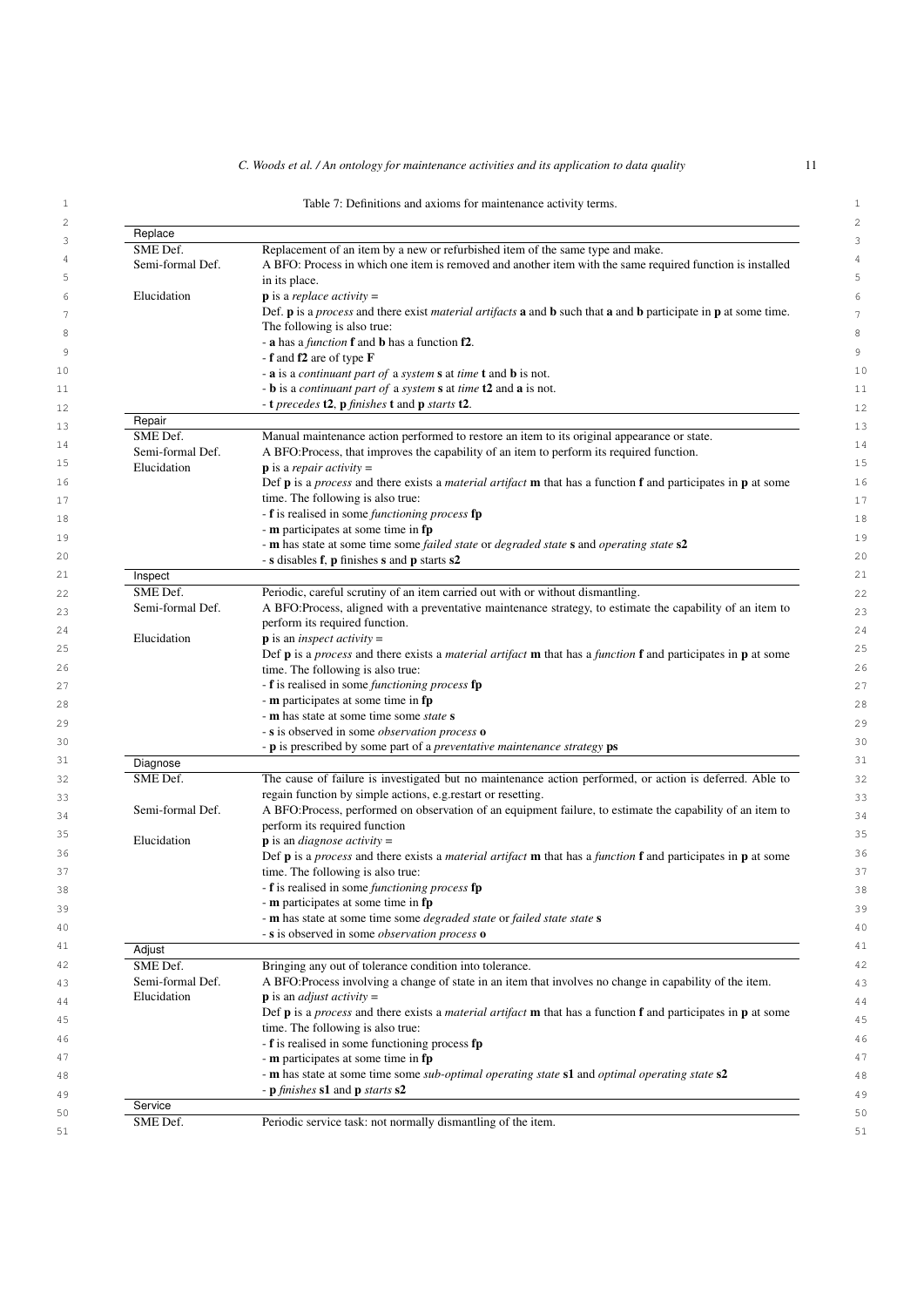Table 7: Definitions and axioms for maintenance activity terms.

| | |
|---|---|
| **Replace** | |
| SME Def. | Replacement of an item by a new or refurbished item of the same type and make. |
| Semi-formal Def. | A BFO: Process in which one item is removed and another item with the same required function is installed in its place. |
| Elucidation | **p** is a *replace activity* = <br> Def. **p** is a *process* and there exist *material artifacts* **a** and **b** such that **a** and **b** participate in **p** at some time. The following is also true: <br> - **a** has a *function* **f** and **b** has a function **f2**. <br> - **f** and **f2** are of type **F** <br> - **a** is a *continuant part of* a *system* **s** at *time* **t** and **b** is not. <br> - **b** is a *continuant part of* a *system* **s** at *time* **t2** and **a** is not. <br> - **t** *precedes* **t2**, **p** *finishes* **t** and **p** *starts* **t2**. |
| **Repair** | |
| SME Def. | Manual maintenance action performed to restore an item to its original appearance or state. |
| Semi-formal Def. | A BFO:Process, that improves the capability of an item to perform its required function. |
| Elucidation | **p** is a *repair activity* = <br> Def **p** is a *process* and there exists a *material artifact* **m** that has a function **f** and participates in **p** at some time. The following is also true: <br> - **f** is realised in some *functioning process* **fp** <br> - **m** participates at some time in **fp** <br> - **m** has state at some time some *failed state* or *degraded state* **s** and *operating state* **s2** <br> - **s** disables **f**, **p** finishes **s** and **p** starts **s2** |
| **Inspect** | |
| SME Def. | Periodic, careful scrutiny of an item carried out with or without dismantling. |
| Semi-formal Def. | A BFO:Process, aligned with a preventative maintenance strategy, to estimate the capability of an item to perform its required function. |
| Elucidation | **p** is an *inspect activity* = <br> Def **p** is a *process* and there exists a *material artifact* **m** that has a *function* **f** and participates in **p** at some time. The following is also true: <br> - **f** is realised in some *functioning process* **fp** <br> - **m** participates at some time in **fp** <br> - **m** has state at some time some *state* **s** <br> - **s** is observed in some *observation process* **o** <br> - **p** is prescribed by some part of a *preventative maintenance strategy* **ps** |
| **Diagnose** | |
| SME Def. | The cause of failure is investigated but no maintenance action performed, or action is deferred. Able to regain function by simple actions, e.g.restart or resetting. |
| Semi-formal Def. | A BFO:Process, performed on observation of an equipment failure, to estimate the capability of an item to perform its required function |
| Elucidation | **p** is an *diagnose activity* = <br> Def **p** is a *process* and there exists a *material artifact* **m** that has a *function* **f** and participates in **p** at some time. The following is also true: <br> - **f** is realised in some *functioning process* **fp** <br> - **m** participates at some time in **fp** <br> - **m** has state at some time some *degraded state* or *failed state state* **s** <br> - **s** is observed in some *observation process* **o** |
| **Adjust** | |
| SME Def. | Bringing any out of tolerance condition into tolerance. |
| Semi-formal Def. | A BFO:Process involving a change of state in an item that involves no change in capability of the item. |
| Elucidation | **p** is an *adjust activity* = <br> Def **p** is a *process* and there exists a *material artifact* **m** that has a function **f** and participates in **p** at some time. The following is also true: <br> - **f** is realised in some functioning process **fp** <br> - **m** participates at some time in **fp** <br> - **m** has state at some time some *sub-optimal operating state* **s1** and *optimal operating state* **s2** <br> - **p** *finishes* **s1** and **p** *starts* **s2** |
| **Service** | |
| SME Def. | Periodic service task: not normally dismantling of the item. |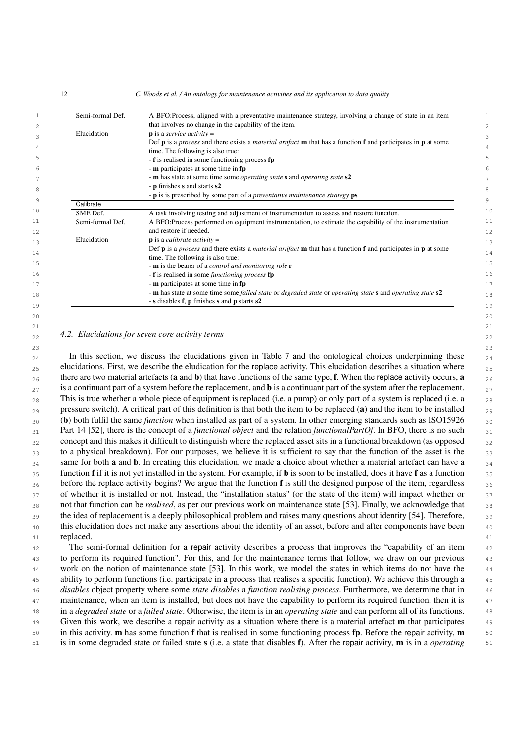| | |
|---|---|
| Semi-formal Def. | A BFO:Process, aligned with a preventative maintenance strategy, involving a change of state in an item that involves no change in the capability of the item. |
| Elucidation | **p** is a *service activity* = Def **p** is a *process* and there exists a *material artifact* **m** that has a function **f** and participates in **p** at some time. The following is also true: - **f** is realised in some functioning process **fp** - **m** participates at some time in **fp** - **m** has state at some time some *operating state* **s** and *operating state* **s2** - **p** finishes **s** and starts **s2** - **p** is is prescribed by some part of a *preventative maintenance strategy* **ps** |
| Calibrate | |
| SME Def. | A task involving testing and adjustment of instrumentation to assess and restore function. |
| Semi-formal Def. | A BFO:Process performed on equipment instrumentation, to estimate the capability of the instrumentation and restore if needed. |
| Elucidation | **p** is a *calibrate activity* = Def **p** is a *process* and there exists a *material artifact* **m** that has a function **f** and participates in **p** at some time. The following is also true: - **m** is the bearer of a *control and monitoring role* **r** - **f** is realised in some *functioning process* **fp** - **m** participates at some time in **fp** - **m** has state at some time some *failed state* or *degraded state* or *operating state* **s** and *operating state* **s2** - **s** disables **f**, **p** finishes **s** and **p** starts **s2** |

### 4.2. Elucidations for seven core activity terms

In this section, we discuss the elucidations given in Table 7 and the ontological choices underpinning these elucidations. First, we describe the eludication for the replace activity. This elucidation describes a situation where there are two material artefacts (**a** and **b**) that have functions of the same type, **f**. When the replace activity occurs, **a** is a continuant part of a system before the replacement, and **b** is a continuant part of the system after the replacement. This is true whether a whole piece of equipment is replaced (i.e. a pump) or only part of a system is replaced (i.e. a pressure switch). A critical part of this definition is that both the item to be replaced (**a**) and the item to be installed (**b**) both fulfil the same *function* when installed as part of a system. In other emerging standards such as ISO15926 Part 14 [52], there is the concept of a *functional object* and the relation *functionalPartOf*. In BFO, there is no such concept and this makes it difficult to distinguish where the replaced asset sits in a functional breakdown (as opposed to a physical breakdown). For our purposes, we believe it is sufficient to say that the function of the asset is the same for both **a** and **b**. In creating this elucidation, we made a choice about whether a material artefact can have a function **f** if it is not yet installed in the system. For example, if **b** is soon to be installed, does it have **f** as a function before the replace activity begins? We argue that the function **f** is still the designed purpose of the item, regardless of whether it is installed or not. Instead, the "installation status" (or the state of the item) will impact whether or not that function can be *realised*, as per our previous work on maintenance state [53]. Finally, we acknowledge that the idea of replacement is a deeply philosophical problem and raises many questions about identity [54]. Therefore, this elucidation does not make any assertions about the identity of an asset, before and after components have been replaced.

The semi-formal definition for a repair activity describes a process that improves the "capability of an item to perform its required function". For this, and for the maintenance terms that follow, we draw on our previous work on the notion of maintenance state [53]. In this work, we model the states in which items do not have the ability to perform functions (i.e. participate in a process that realises a specific function). We achieve this through a *disables* object property where some *state disables* a *function realising process*. Furthermore, we determine that in maintenance, when an item is installed, but does not have the capability to perform its required function, then it is in a *degraded state* or a *failed state*. Otherwise, the item is in an *operating state* and can perform all of its functions. Given this work, we describe a repair activity as a situation where there is a material artefact **m** that participates in this activity. **m** has some function **f** that is realised in some functioning process **fp**. Before the repair activity, **m** is in some degraded state or failed state **s** (i.e. a state that disables **f**). After the repair activity, **m** is in a *operating*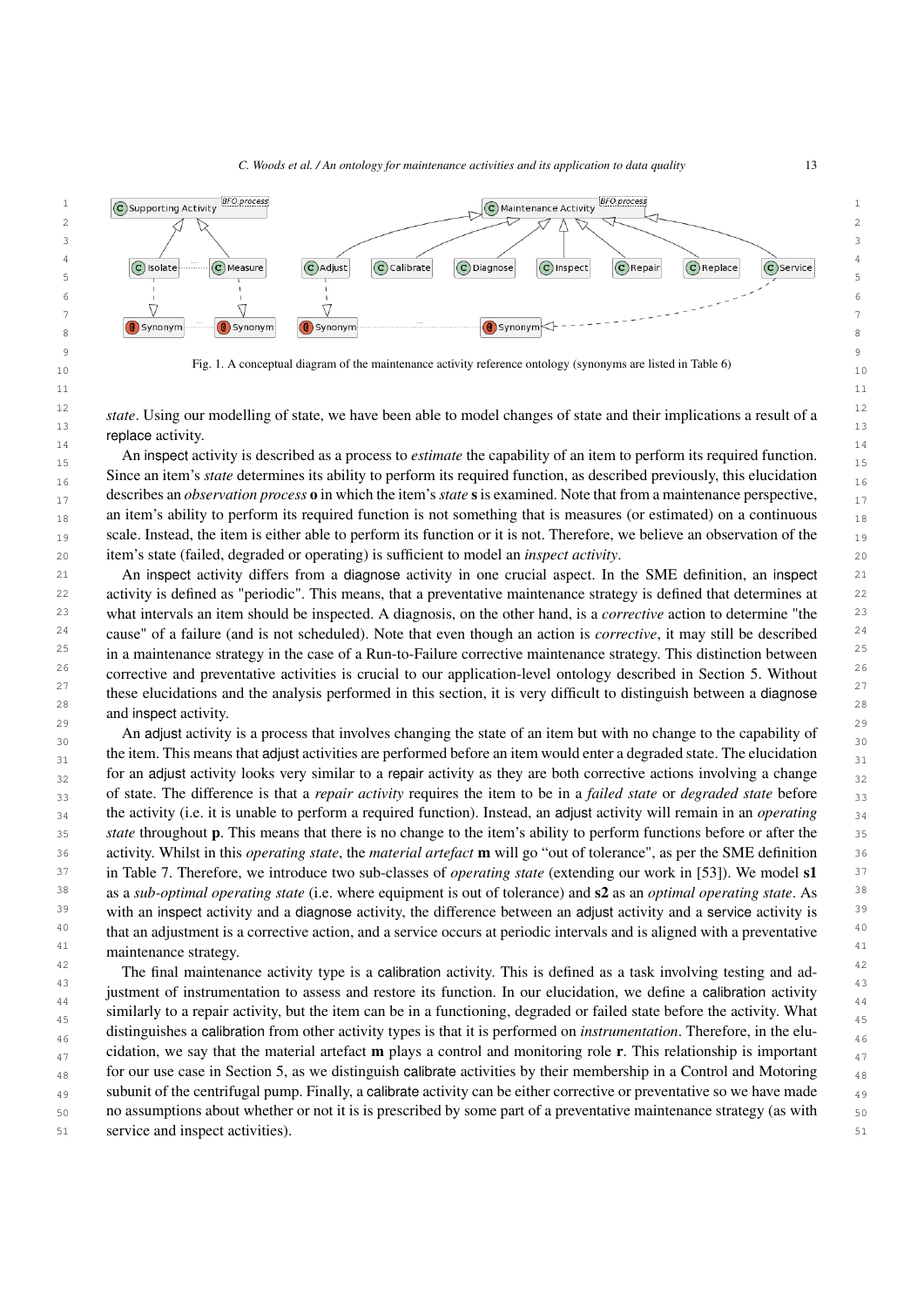Fig. 1. A conceptual diagram of the maintenance activity reference ontology (synonyms are listed in Table 6)

*state*. Using our modelling of state, we have been able to model changes of state and their implications a result of a replace activity.

An inspect activity is described as a process to *estimate* the capability of an item to perform its required function. Since an item's *state* determines its ability to perform its required function, as described previously, this elucidation describes an *observation process* **o** in which the item's *state* **s** is examined. Note that from a maintenance perspective, an item's ability to perform its required function is not something that is measures (or estimated) on a continuous scale. Instead, the item is either able to perform its function or it is not. Therefore, we believe an observation of the item's state (failed, degraded or operating) is sufficient to model an *inspect activity*.

An inspect activity differs from a diagnose activity in one crucial aspect. In the SME definition, an inspect activity is defined as "periodic". This means, that a preventative maintenance strategy is defined that determines at what intervals an item should be inspected. A diagnosis, on the other hand, is a *corrective* action to determine "the cause" of a failure (and is not scheduled). Note that even though an action is *corrective*, it may still be described in a maintenance strategy in the case of a Run-to-Failure corrective maintenance strategy. This distinction between corrective and preventative activities is crucial to our application-level ontology described in Section 5. Without these elucidations and the analysis performed in this section, it is very difficult to distinguish between a diagnose and inspect activity.

An adjust activity is a process that involves changing the state of an item but with no change to the capability of the item. This means that adjust activities are performed before an item would enter a degraded state. The elucidation for an adjust activity looks very similar to a repair activity as they are both corrective actions involving a change of state. The difference is that a *repair activity* requires the item to be in a *failed state* or *degraded state* before the activity (i.e. it is unable to perform a required function). Instead, an adjust activity will remain in an *operating state* throughout **p**. This means that there is no change to the item's ability to perform functions before or after the activity. Whilst in this *operating state*, the *material artefact* **m** will go "out of tolerance", as per the SME definition in Table 7. Therefore, we introduce two sub-classes of *operating state* (extending our work in [53]). We model **s1** as a *sub-optimal operating state* (i.e. where equipment is out of tolerance) and **s2** as an *optimal operating state*. As with an inspect activity and a diagnose activity, the difference between an adjust activity and a service activity is that an adjustment is a corrective action, and a service occurs at periodic intervals and is aligned with a preventative maintenance strategy.

The final maintenance activity type is a calibration activity. This is defined as a task involving testing and adjustment of instrumentation to assess and restore its function. In our elucidation, we define a calibration activity similarly to a repair activity, but the item can be in a functioning, degraded or failed state before the activity. What distinguishes a calibration from other activity types is that it is performed on *instrumentation*. Therefore, in the elucidation, we say that the material artefact **m** plays a control and monitoring role **r**. This relationship is important for our use case in Section 5, as we distinguish calibrate activities by their membership in a Control and Motoring subunit of the centrifugal pump. Finally, a calibrate activity can be either corrective or preventative so we have made no assumptions about whether or not it is is prescribed by some part of a preventative maintenance strategy (as with service and inspect activities).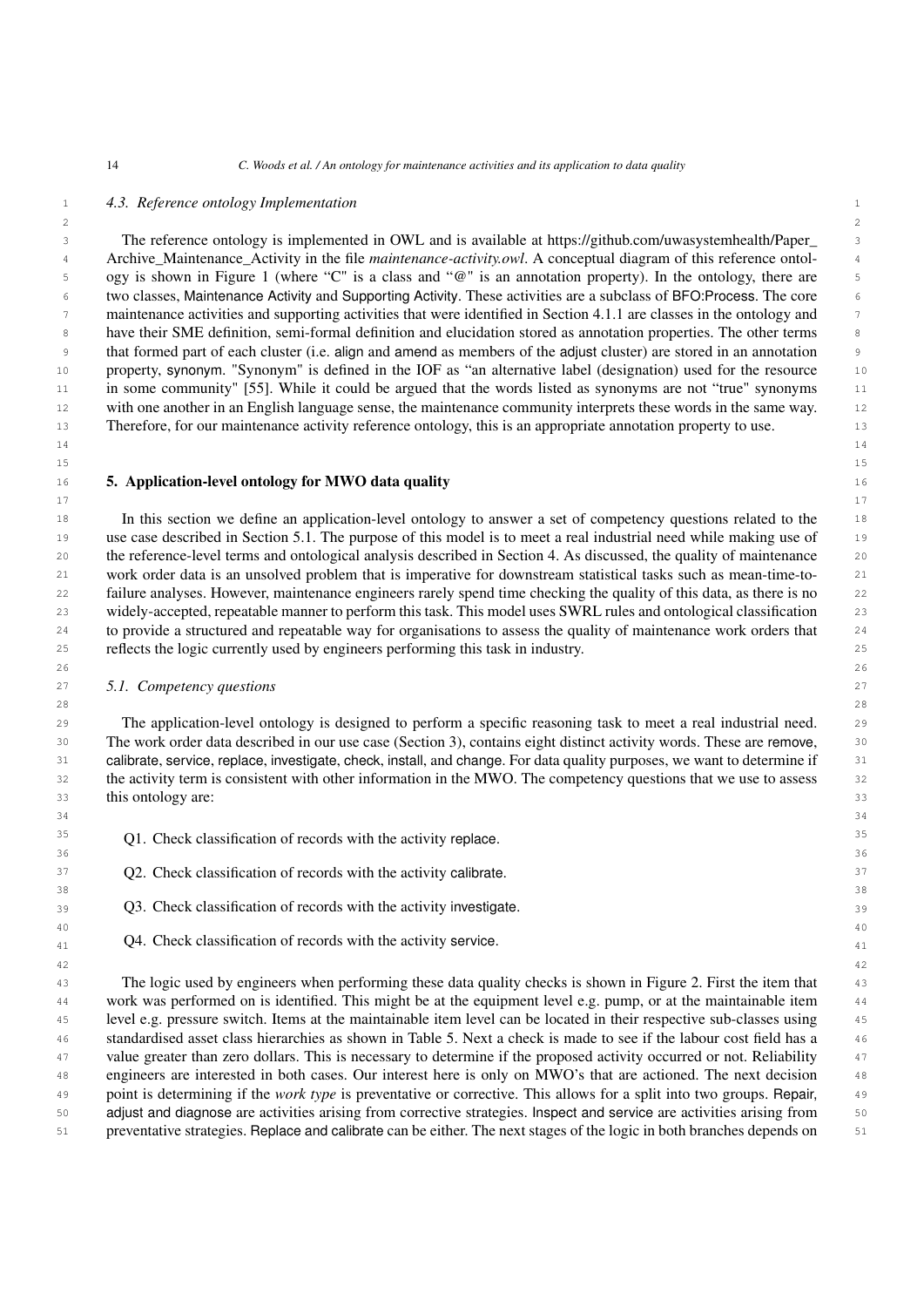### 4.3. Reference ontology Implementation

The reference ontology is implemented in OWL and is available at https://github.com/uwasystemhealth/Paper_Archive_Maintenance_Activity in the file *maintenance-activity.owl*. A conceptual diagram of this reference ontology is shown in Figure 1 (where "C" is a class and "@" is an annotation property). In the ontology, there are two classes, Maintenance Activity and Supporting Activity. These activities are a subclass of BFO:Process. The core maintenance activities and supporting activities that were identified in Section 4.1.1 are classes in the ontology and have their SME definition, semi-formal definition and elucidation stored as annotation properties. The other terms that formed part of each cluster (i.e. align and amend as members of the adjust cluster) are stored in an annotation property, synonym. "Synonym" is defined in the IOF as "an alternative label (designation) used for the resource in some community" [55]. While it could be argued that the words listed as synonyms are not "true" synonyms with one another in an English language sense, the maintenance community interprets these words in the same way. Therefore, for our maintenance activity reference ontology, this is an appropriate annotation property to use.

## 5. Application-level ontology for MWO data quality

In this section we define an application-level ontology to answer a set of competency questions related to the use case described in Section 5.1. The purpose of this model is to meet a real industrial need while making use of the reference-level terms and ontological analysis described in Section 4. As discussed, the quality of maintenance work order data is an unsolved problem that is imperative for downstream statistical tasks such as mean-time-to-failure analyses. However, maintenance engineers rarely spend time checking the quality of this data, as there is no widely-accepted, repeatable manner to perform this task. This model uses SWRL rules and ontological classification to provide a structured and repeatable way for organisations to assess the quality of maintenance work orders that reflects the logic currently used by engineers performing this task in industry.

### 5.1. Competency questions

The application-level ontology is designed to perform a specific reasoning task to meet a real industrial need. The work order data described in our use case (Section 3), contains eight distinct activity words. These are remove, calibrate, service, replace, investigate, check, install, and change. For data quality purposes, we want to determine if the activity term is consistent with other information in the MWO. The competency questions that we use to assess this ontology are:

Q1. Check classification of records with the activity replace.

Q2. Check classification of records with the activity calibrate.

Q3. Check classification of records with the activity investigate.

Q4. Check classification of records with the activity service.

The logic used by engineers when performing these data quality checks is shown in Figure 2. First the item that work was performed on is identified. This might be at the equipment level e.g. pump, or at the maintainable item level e.g. pressure switch. Items at the maintainable item level can be located in their respective sub-classes using standardised asset class hierarchies as shown in Table 5. Next a check is made to see if the labour cost field has a value greater than zero dollars. This is necessary to determine if the proposed activity occurred or not. Reliability engineers are interested in both cases. Our interest here is only on MWO's that are actioned. The next decision point is determining if the *work type* is preventative or corrective. This allows for a split into two groups. Repair, adjust and diagnose are activities arising from corrective strategies. Inspect and service are activities arising from preventative strategies. Replace and calibrate can be either. The next stages of the logic in both branches depends on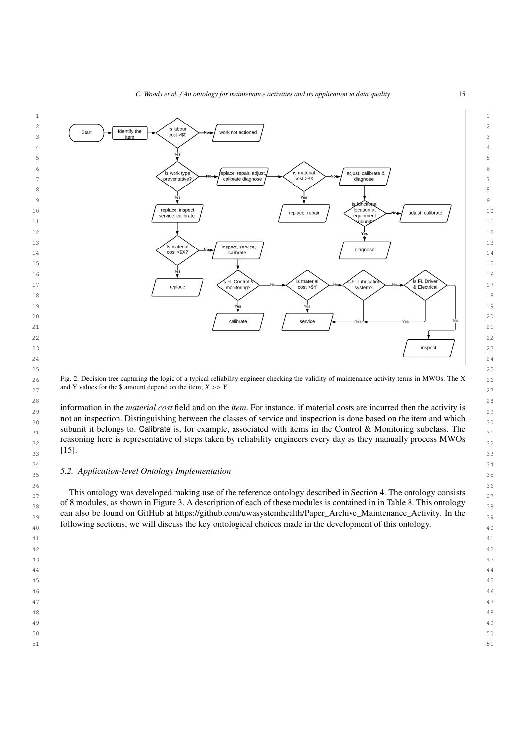Fig. 2. Decision tree capturing the logic of a typical reliability engineer checking the validity of maintenance activity terms in MWOs. The X and Y values for the $ amount depend on the item; $X >> Y$

information in the *material cost* field and on the *item*. For instance, if material costs are incurred then the activity is not an inspection. Distinguishing between the classes of service and inspection is done based on the item and which subunit it belongs to. Calibrate is, for example, associated with items in the Control & Monitoring subclass. The reasoning here is representative of steps taken by reliability engineers every day as they manually process MWOs [15].

### 5.2. Application-level Ontology Implementation

This ontology was developed making use of the reference ontology described in Section 4. The ontology consists of 8 modules, as shown in Figure 3. A description of each of these modules is contained in in Table 8. This ontology can also be found on GitHub at https://github.com/uwasystemhealth/Paper_Archive_Maintenance_Activity. In the following sections, we will discuss the key ontological choices made in the development of this ontology.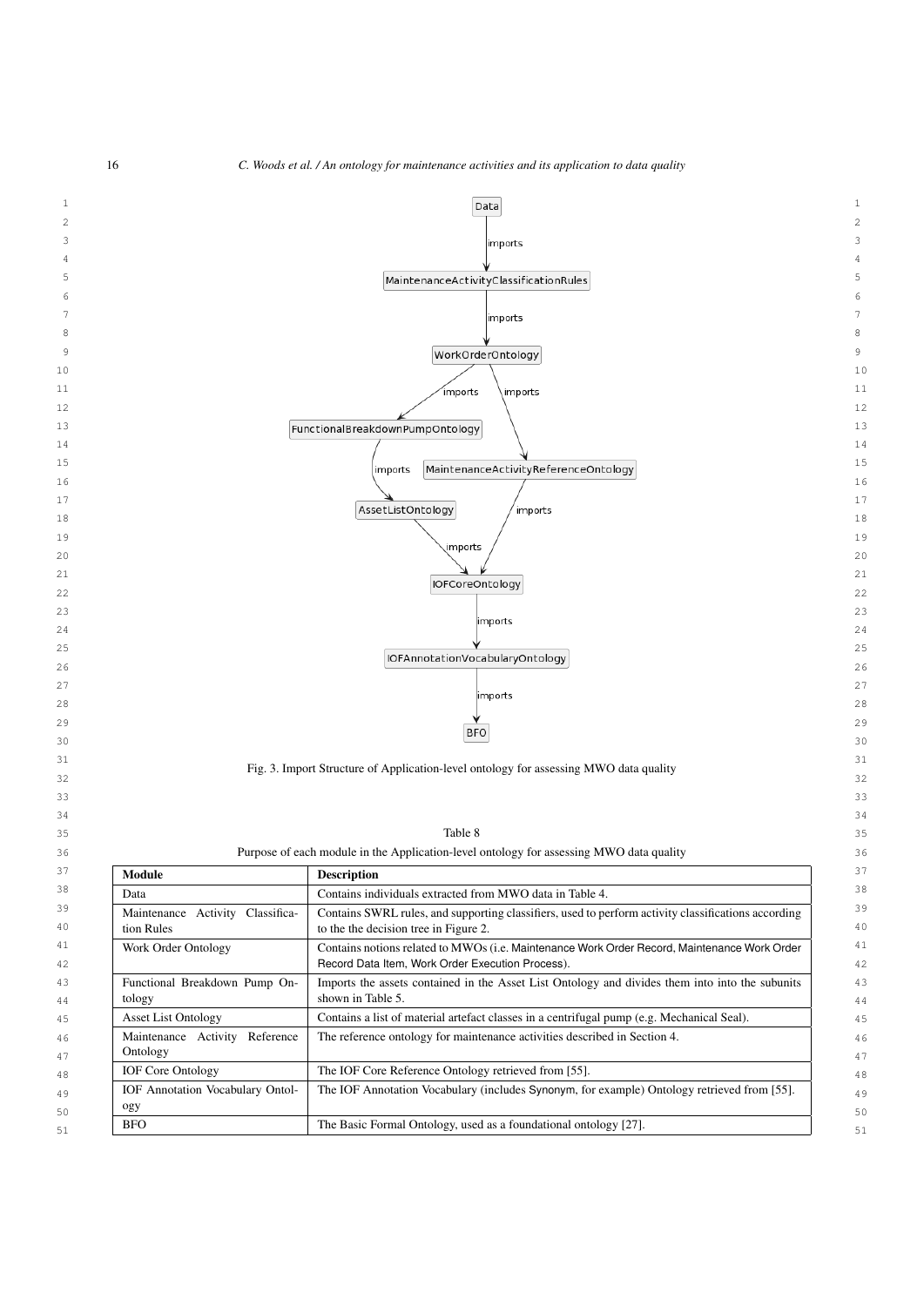Fig. 3. Import Structure of Application-level ontology for assessing MWO data quality

Table 8

Purpose of each module in the Application-level ontology for assessing MWO data quality

| Module | Description |
|---|---|
| Data | Contains individuals extracted from MWO data in Table 4. |
| Maintenance Activity Classification Rules | Contains SWRL rules, and supporting classifiers, used to perform activity classifications according to the the decision tree in Figure 2. |
| Work Order Ontology | Contains notions related to MWOs (i.e. Maintenance Work Order Record, Maintenance Work Order Record Data Item, Work Order Execution Process). |
| Functional Breakdown Pump Ontology | Imports the assets contained in the Asset List Ontology and divides them into into the subunits shown in Table 5. |
| Asset List Ontology | Contains a list of material artefact classes in a centrifugal pump (e.g. Mechanical Seal). |
| Maintenance Activity Reference Ontology | The reference ontology for maintenance activities described in Section 4. |
| IOF Core Ontology | The IOF Core Reference Ontology retrieved from [55]. |
| IOF Annotation Vocabulary Ontology | The IOF Annotation Vocabulary (includes Synonym, for example) Ontology retrieved from [55]. |
| BFO | The Basic Formal Ontology, used as a foundational ontology [27]. |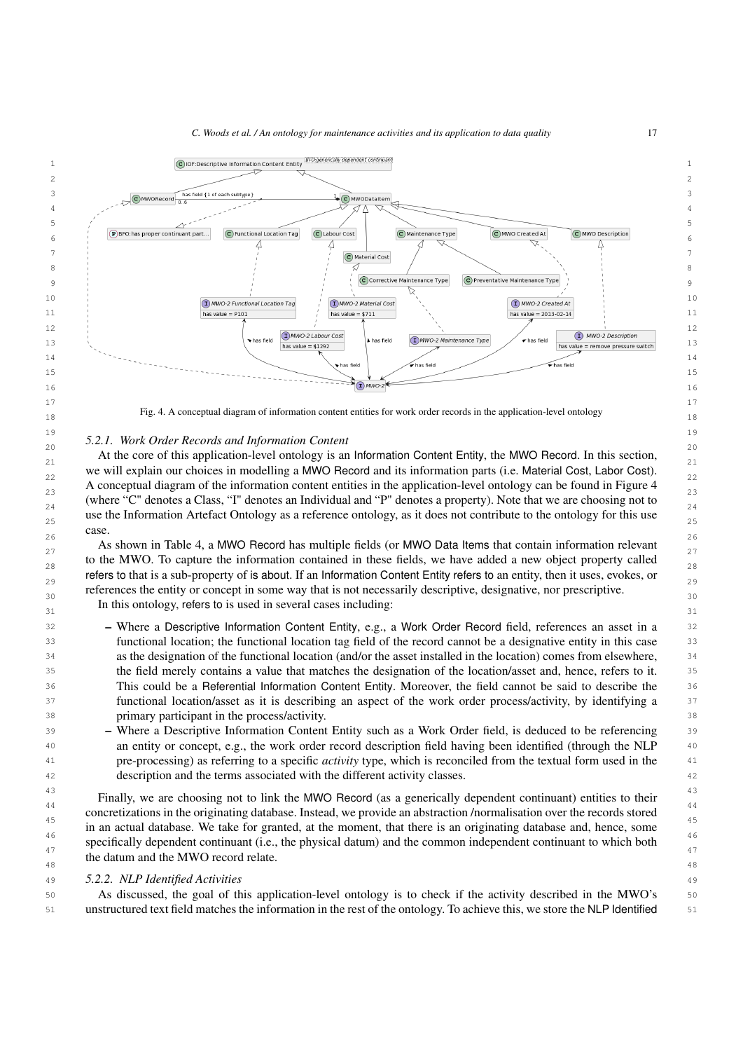Fig. 4. A conceptual diagram of information content entities for work order records in the application-level ontology

### 5.2.1. Work Order Records and Information Content

At the core of this application-level ontology is an Information Content Entity, the MWO Record. In this section, we will explain our choices in modelling a MWO Record and its information parts (i.e. Material Cost, Labor Cost). A conceptual diagram of the information content entities in the application-level ontology can be found in Figure 4 (where "C" denotes a Class, "I" denotes an Individual and "P" denotes a property). Note that we are choosing not to use the Information Artefact Ontology as a reference ontology, as it does not contribute to the ontology for this use case.

As shown in Table 4, a MWO Record has multiple fields (or MWO Data Items that contain information relevant to the MWO. To capture the information contained in these fields, we have added a new object property called refers to that is a sub-property of is about. If an Information Content Entity refers to an entity, then it uses, evokes, or references the entity or concept in some way that is not necessarily descriptive, designative, nor prescriptive.

In this ontology, refers to is used in several cases including:

- Where a Descriptive Information Content Entity, e.g., a Work Order Record field, references an asset in a functional location; the functional location tag field of the record cannot be a designative entity in this case as the designation of the functional location (and/or the asset installed in the location) comes from elsewhere, the field merely contains a value that matches the designation of the location/asset and, hence, refers to it. This could be a Referential Information Content Entity. Moreover, the field cannot be said to describe the functional location/asset as it is describing an aspect of the work order process/activity, by identifying a primary participant in the process/activity.
- Where a Descriptive Information Content Entity such as a Work Order field, is deduced to be referencing an entity or concept, e.g., the work order record description field having been identified (through the NLP pre-processing) as referring to a specific *activity* type, which is reconciled from the textual form used in the description and the terms associated with the different activity classes.

Finally, we are choosing not to link the MWO Record (as a generically dependent continuant) entities to their concretizations in the originating database. Instead, we provide an abstraction /normalisation over the records stored in an actual database. We take for granted, at the moment, that there is an originating database and, hence, some specifically dependent continuant (i.e., the physical datum) and the common independent continuant to which both the datum and the MWO record relate.

### 5.2.2. NLP Identified Activities

As discussed, the goal of this application-level ontology is to check if the activity described in the MWO's unstructured text field matches the information in the rest of the ontology. To achieve this, we store the NLP Identified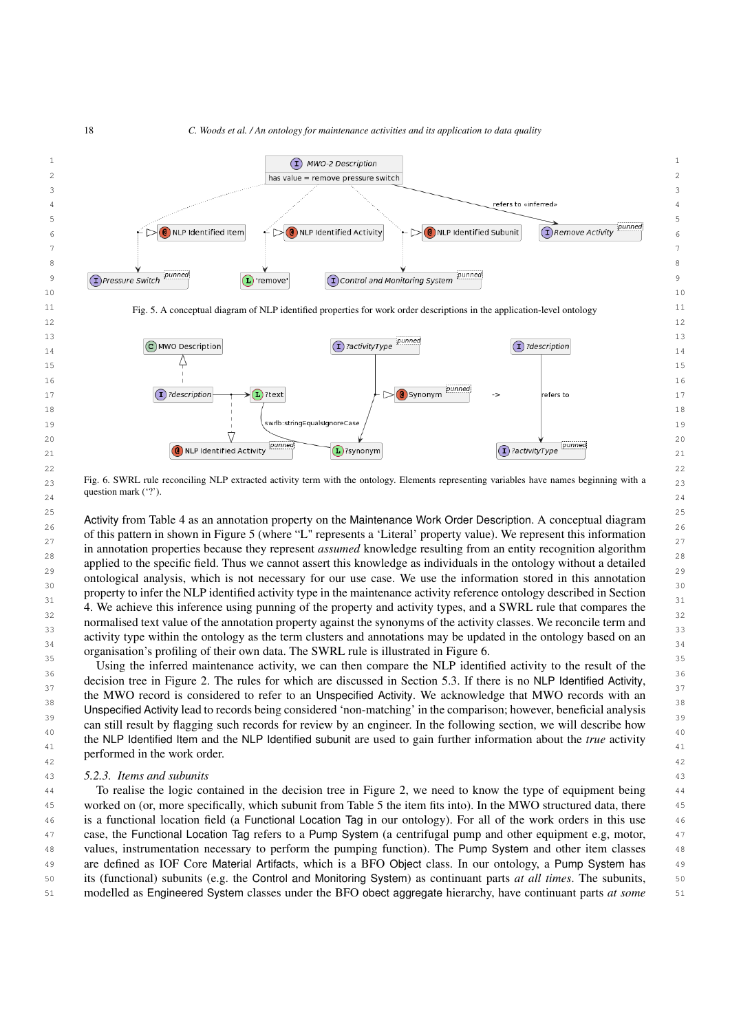Fig. 5. A conceptual diagram of NLP identified properties for work order descriptions in the application-level ontology

Fig. 6. SWRL rule reconciling NLP extracted activity term with the ontology. Elements representing variables have names beginning with a question mark ('?').

Activity from Table 4 as an annotation property on the Maintenance Work Order Description. A conceptual diagram of this pattern in shown in Figure 5 (where "L" represents a 'Literal' property value). We represent this information in annotation properties because they represent *assumed* knowledge resulting from an entity recognition algorithm applied to the specific field. Thus we cannot assert this knowledge as individuals in the ontology without a detailed ontological analysis, which is not necessary for our use case. We use the information stored in this annotation property to infer the NLP identified activity type in the maintenance activity reference ontology described in Section 4. We achieve this inference using punning of the property and activity types, and a SWRL rule that compares the normalised text value of the annotation property against the synonyms of the activity classes. We reconcile term and activity type within the ontology as the term clusters and annotations may be updated in the ontology based on an organisation's profiling of their own data. The SWRL rule is illustrated in Figure 6.

Using the inferred maintenance activity, we can then compare the NLP identified activity to the result of the decision tree in Figure 2. The rules for which are discussed in Section 5.3. If there is no NLP Identified Activity, the MWO record is considered to refer to an Unspecified Activity. We acknowledge that MWO records with an Unspecified Activity lead to records being considered 'non-matching' in the comparison; however, beneficial analysis can still result by flagging such records for review by an engineer. In the following section, we will describe how the NLP Identified Item and the NLP Identified subunit are used to gain further information about the *true* activity performed in the work order.

### 5.2.3. Items and subunits

To realise the logic contained in the decision tree in Figure 2, we need to know the type of equipment being worked on (or, more specifically, which subunit from Table 5 the item fits into). In the MWO structured data, there is a functional location field (a Functional Location Tag in our ontology). For all of the work orders in this use case, the Functional Location Tag refers to a Pump System (a centrifugal pump and other equipment e.g, motor, values, instrumentation necessary to perform the pumping function). The Pump System and other item classes are defined as IOF Core Material Artifacts, which is a BFO Object class. In our ontology, a Pump System has its (functional) subunits (e.g. the Control and Monitoring System) as continuant parts *at all times*. The subunits, modelled as Engineered System classes under the BFO obect aggregate hierarchy, have continuant parts *at some*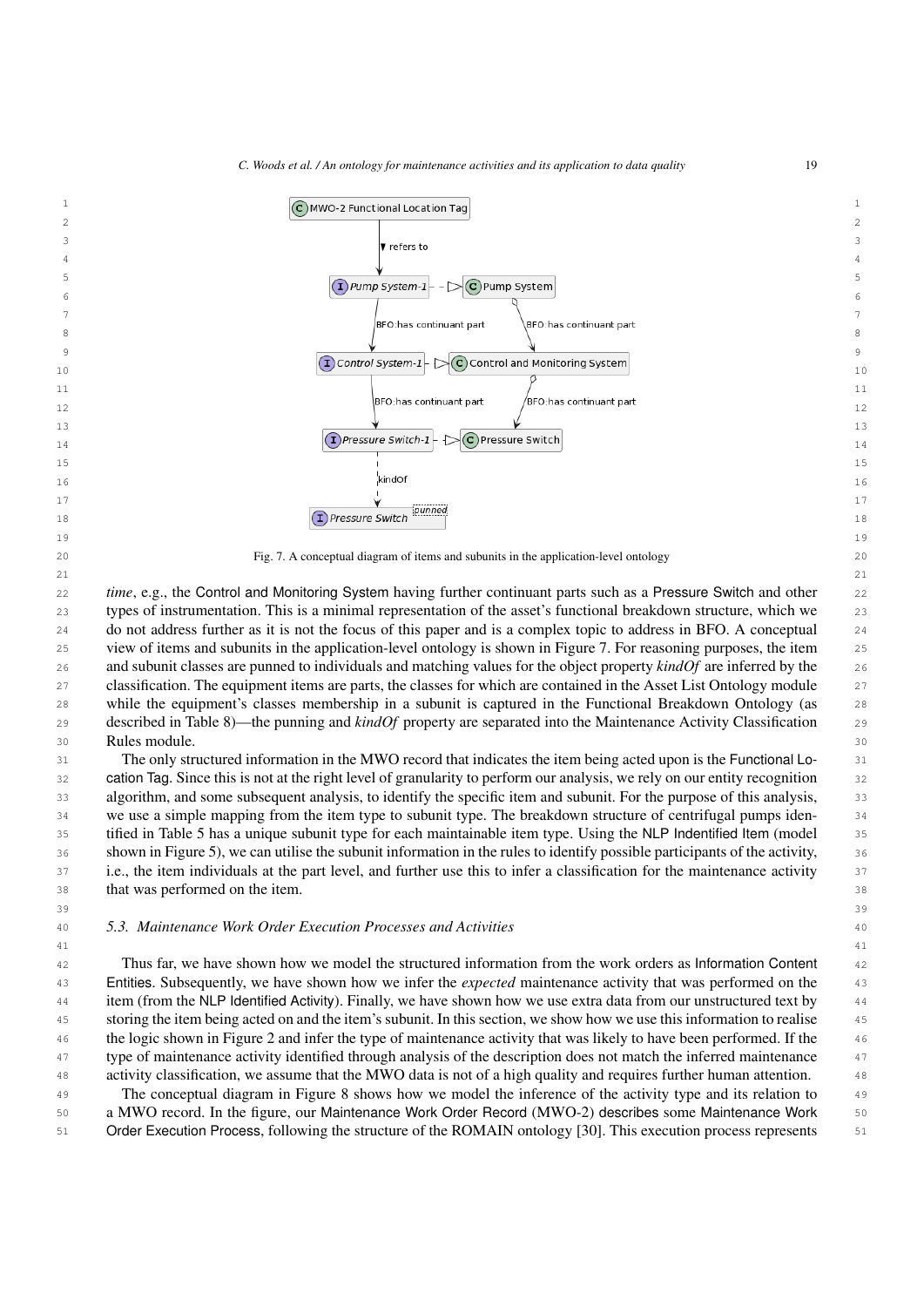Fig. 7. A conceptual diagram of items and subunits in the application-level ontology

*time*, e.g., the Control and Monitoring System having further continuant parts such as a Pressure Switch and other types of instrumentation. This is a minimal representation of the asset's functional breakdown structure, which we do not address further as it is not the focus of this paper and is a complex topic to address in BFO. A conceptual view of items and subunits in the application-level ontology is shown in Figure 7. For reasoning purposes, the item and subunit classes are punned to individuals and matching values for the object property *kindOf* are inferred by the classification. The equipment items are parts, the classes for which are contained in the Asset List Ontology module while the equipment's classes membership in a subunit is captured in the Functional Breakdown Ontology (as described in Table 8)—the punning and *kindOf* property are separated into the Maintenance Activity Classification Rules module.

The only structured information in the MWO record that indicates the item being acted upon is the Functional Location Tag. Since this is not at the right level of granularity to perform our analysis, we rely on our entity recognition algorithm, and some subsequent analysis, to identify the specific item and subunit. For the purpose of this analysis, we use a simple mapping from the item type to subunit type. The breakdown structure of centrifugal pumps identified in Table 5 has a unique subunit type for each maintainable item type. Using the NLP Indentified Item (model shown in Figure 5), we can utilise the subunit information in the rules to identify possible participants of the activity, i.e., the item individuals at the part level, and further use this to infer a classification for the maintenance activity that was performed on the item.

### 5.3. Maintenance Work Order Execution Processes and Activities

Thus far, we have shown how we model the structured information from the work orders as Information Content Entities. Subsequently, we have shown how we infer the *expected* maintenance activity that was performed on the item (from the NLP Identified Activity). Finally, we have shown how we use extra data from our unstructured text by storing the item being acted on and the item's subunit. In this section, we show how we use this information to realise the logic shown in Figure 2 and infer the type of maintenance activity that was likely to have been performed. If the type of maintenance activity identified through analysis of the description does not match the inferred maintenance activity classification, we assume that the MWO data is not of a high quality and requires further human attention.

The conceptual diagram in Figure 8 shows how we model the inference of the activity type and its relation to a MWO record. In the figure, our Maintenance Work Order Record (MWO-2) describes some Maintenance Work Order Execution Process, following the structure of the ROMAIN ontology [30]. This execution process represents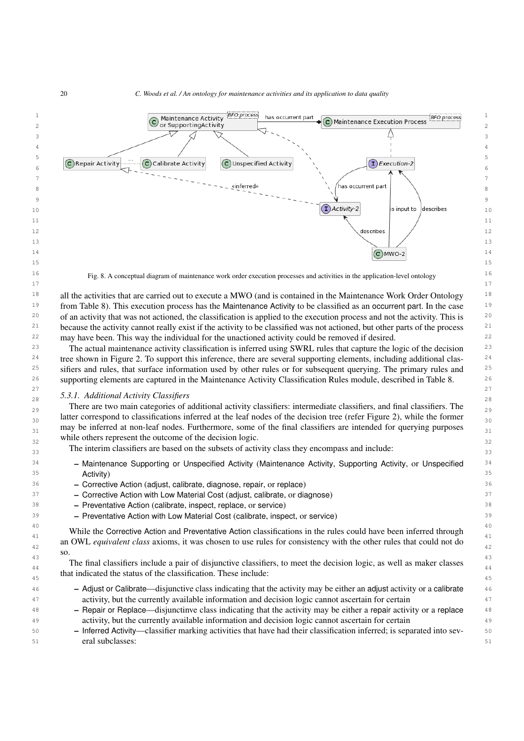Fig. 8. A conceptual diagram of maintenance work order execution processes and activities in the application-level ontology

all the activities that are carried out to execute a MWO (and is contained in the Maintenance Work Order Ontology from Table 8). This execution process has the Maintenance Activity to be classified as an occurrent part. In the case of an activity that was not actioned, the classification is applied to the execution process and not the activity. This is because the activity cannot really exist if the activity to be classified was not actioned, but other parts of the process may have been. This way the individual for the unactioned activity could be removed if desired.

The actual maintenance activity classification is inferred using SWRL rules that capture the logic of the decision tree shown in Figure 2. To support this inference, there are several supporting elements, including additional classifiers and rules, that surface information used by other rules or for subsequent querying. The primary rules and supporting elements are captured in the Maintenance Activity Classification Rules module, described in Table 8.

#### 5.3.1. Additional Activity Classifiers

There are two main categories of additional activity classifiers: intermediate classifiers, and final classifiers. The latter correspond to classifications inferred at the leaf nodes of the decision tree (refer Figure 2), while the former may be inferred at non-leaf nodes. Furthermore, some of the final classifiers are intended for querying purposes while others represent the outcome of the decision logic.

The interim classifiers are based on the subsets of activity class they encompass and include:

- Maintenance Supporting or Unspecified Activity (Maintenance Activity, Supporting Activity, or Unspecified Activity)
- Corrective Action (adjust, calibrate, diagnose, repair, or replace)
- Corrective Action with Low Material Cost (adjust, calibrate, or diagnose)
- Preventative Action (calibrate, inspect, replace, or service)
- Preventative Action with Low Material Cost (calibrate, inspect, or service)

While the Corrective Action and Preventative Action classifications in the rules could have been inferred through an OWL *equivalent class* axioms, it was chosen to use rules for consistency with the other rules that could not do so.

The final classifiers include a pair of disjunctive classifiers, to meet the decision logic, as well as maker classes that indicated the status of the classification. These include:

- Adjust or Calibrate—disjunctive class indicating that the activity may be either an adjust activity or a calibrate activity, but the currently available information and decision logic cannot ascertain for certain
- Repair or Replace—disjunctinve class indicating that the activity may be either a repair activity or a replace activity, but the currently available information and decision logic cannot ascertain for certain
- Inferred Activity—classifier marking activities that have had their classification inferred; is separated into several subclasses: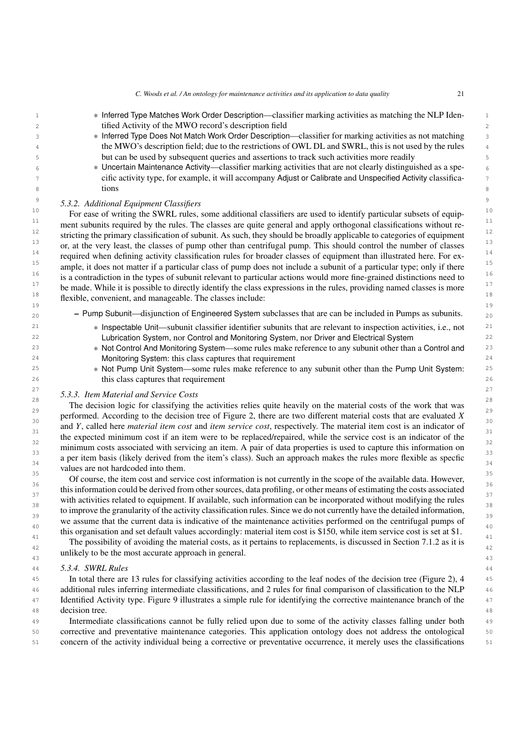* Inferred Type Matches Work Order Description—classifier marking activities as matching the NLP Identified Activity of the MWO record's description field
  * Inferred Type Does Not Match Work Order Description—classifier for marking activities as not matching the MWO's description field; due to the restrictions of OWL DL and SWRL, this is not used by the rules but can be used by subsequent queries and assertions to track such activities more readily
  * Uncertain Maintenance Activity—classifier marking activities that are not clearly distinguished as a specific activity type, for example, it will accompany Adjust or Calibrate and Unspecified Activity classifications

#### 5.3.2. Additional Equipment Classifiers

For ease of writing the SWRL rules, some additional classifiers are used to identify particular subsets of equipment subunits required by the rules. The classes are quite general and apply orthogonal classifications without restricting the primary classification of subunit. As such, they should be broadly applicable to categories of equipment or, at the very least, the classes of pump other than centrifugal pump. This should control the number of classes required when defining activity classification rules for broader classes of equipment than illustrated here. For example, it does not matter if a particular class of pump does not include a subunit of a particular type; only if there is a contradiction in the types of subunit relevant to particular actions would more fine-grained distinctions need to be made. While it is possible to directly identify the class expressions in the rules, providing named classes is more flexible, convenient, and manageable. The classes include:

- Pump Subunit—disjunction of Engineered System subclasses that are can be included in Pumps as subunits.
  * Inspectable Unit—subunit classifier identifier subunits that are relevant to inspection activities, i.e., not Lubrication System, nor Control and Monitoring System, nor Driver and Electrical System
  * Not Control And Monitoring System—some rules make reference to any subunit other than a Control and Monitoring System: this class captures that requirement
  * Not Pump Unit System—some rules make reference to any subunit other than the Pump Unit System: this class captures that requirement

#### 5.3.3. Item Material and Service Costs

The decision logic for classifying the activities relies quite heavily on the material costs of the work that was performed. According to the decision tree of Figure 2, there are two different material costs that are evaluated $X$ and $Y$, called here *material item cost* and *item service cost*, respectively. The material item cost is an indicator of the expected minimum cost if an item were to be replaced/repaired, while the service cost is an indicator of the minimum costs associated with servicing an item. A pair of data properties is used to capture this information on a per item basis (likely derived from the item's class). Such an approach makes the rules more flexible as specfic values are not hardcoded into them.

Of course, the item cost and service cost information is not currently in the scope of the available data. However, this information could be derived from other sources, data profiling, or other means of estimating the costs associated with activities related to equipment. If available, such information can be incorporated without modifying the rules to improve the granularity of the activity classification rules. Since we do not currently have the detailed information, we assume that the current data is indicative of the maintenance activities performed on the centrifugal pumps of this organisation and set default values accordingly: material item cost is \$150, while item service cost is set at \$1.

The possibility of avoiding the material costs, as it pertains to replacements, is discussed in Section 7.1.2 as it is unlikely to be the most accurate approach in general.

#### 5.3.4. SWRL Rules

In total there are 13 rules for classifying activities according to the leaf nodes of the decision tree (Figure 2), 4 additional rules inferring intermediate classifications, and 2 rules for final comparison of classification to the NLP Identified Activity type. Figure 9 illustrates a simple rule for identifying the corrective maintenance branch of the decision tree.

Intermediate classifications cannot be fully relied upon due to some of the activity classes falling under both corrective and preventative maintenance categories. This application ontology does not address the ontological concern of the activity individual being a corrective or preventative occurrence, it merely uses the classifications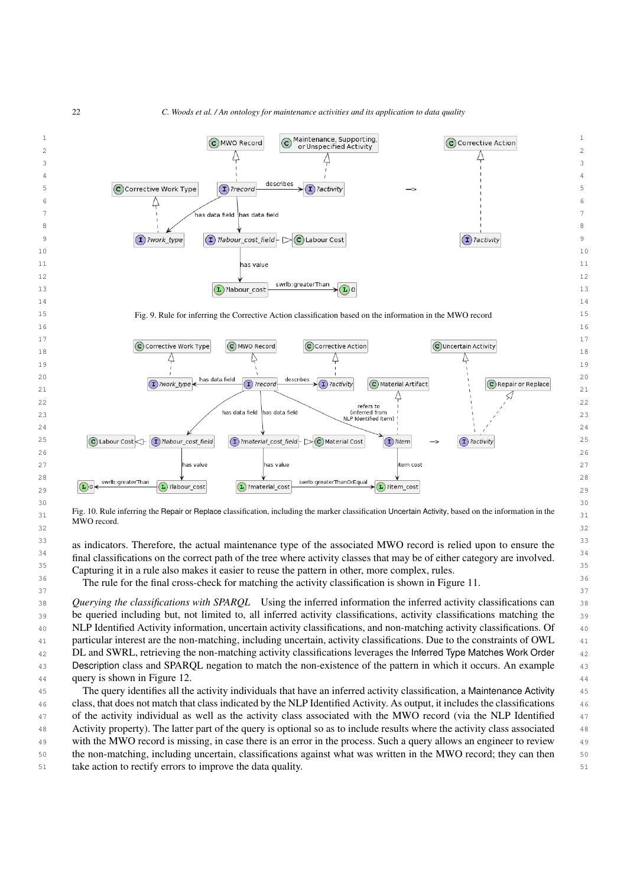Fig. 9. Rule for inferring the Corrective Action classification based on the information in the MWO record

Fig. 10. Rule inferring the Repair or Replace classification, including the marker classification Uncertain Activity, based on the information in the MWO record.

as indicators. Therefore, the actual maintenance type of the associated MWO record is relied upon to ensure the final classifications on the correct path of the tree where activity classes that may be of either category are involved. Capturing it in a rule also makes it easier to reuse the pattern in other, more complex, rules.

The rule for the final cross-check for matching the activity classification is shown in Figure 11.

*Querying the classifications with SPARQL* Using the inferred information the inferred activity classifications can be queried including but, not limited to, all inferred activity classifications, activity classifications matching the NLP Identified Activity information, uncertain activity classifications, and non-matching activity classifications. Of particular interest are the non-matching, including uncertain, activity classifications. Due to the constraints of OWL DL and SWRL, retrieving the non-matching activity classifications leverages the Inferred Type Matches Work Order Description class and SPARQL negation to match the non-existence of the pattern in which it occurs. An example query is shown in Figure 12.

The query identifies all the activity individuals that have an inferred activity classification, a Maintenance Activity class, that does not match that class indicated by the NLP Identified Activity. As output, it includes the classifications of the activity individual as well as the activity class associated with the MWO record (via the NLP Identified Activity property). The latter part of the query is optional so as to include results where the activity class associated with the MWO record is missing, in case there is an error in the process. Such a query allows an engineer to review the non-matching, including uncertain, classifications against what was written in the MWO record; they can then take action to rectify errors to improve the data quality.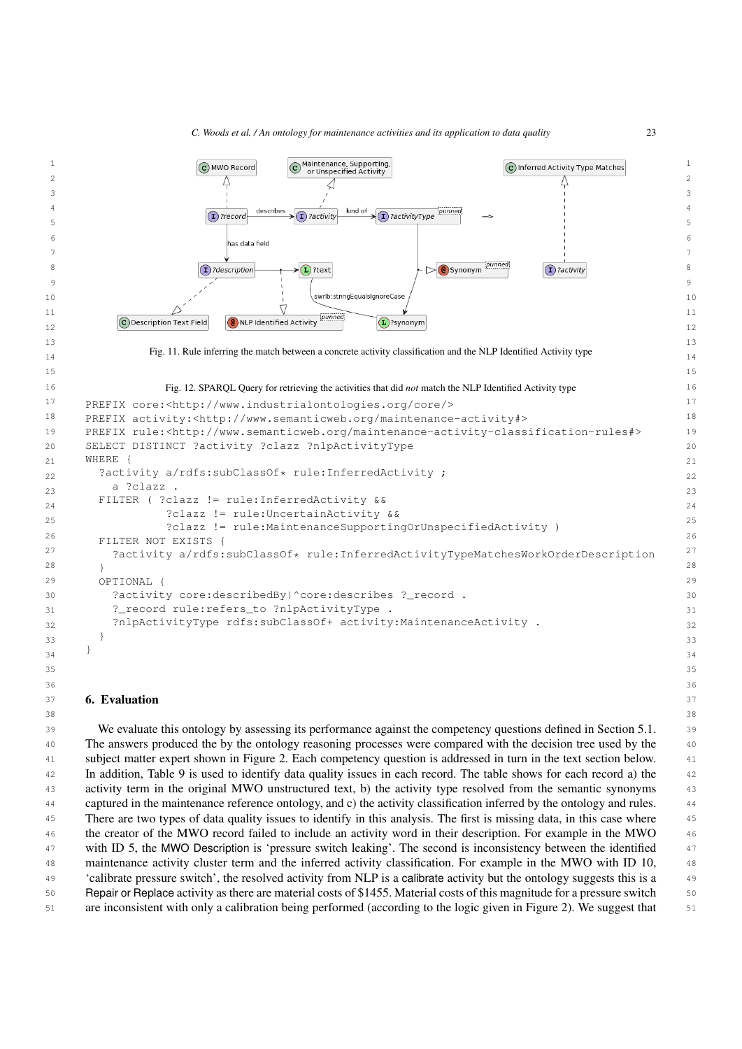Fig. 11. Rule inferring the match between a concrete activity classification and the NLP Identified Activity type

Fig. 12. SPARQL Query for retrieving the activities that did *not* match the NLP Identified Activity type

```
PREFIX core:<http://www.industrialontologies.org/core/>
PREFIX activity:<http://www.semanticweb.org/maintenance-activity#>
PREFIX rule:<http://www.semanticweb.org/maintenance-activity-classification-rules#>
SELECT DISTINCT ?activity ?clazz ?nlpActivityType
WHERE {
  ?activity a/rdfs:subClassOf* rule:InferredActivity ;
    a ?clazz .
  FILTER ( ?clazz != rule:InferredActivity &&
           ?clazz != rule:UncertainActivity &&
           ?clazz != rule:MaintenanceSupportingOrUnspecifiedActivity )
  FILTER NOT EXISTS {
    ?activity a/rdfs:subClassOf* rule:InferredActivityTypeMatchesWorkOrderDescription
  }
  OPTIONAL {
    ?activity core:describedBy|^core:describes ?_record .
    ?_record rule:refers_to ?nlpActivityType .
    ?nlpActivityType rdfs:subClassOf+ activity:MaintenanceActivity .
  }
}
```

## 6. Evaluation

We evaluate this ontology by assessing its performance against the competency questions defined in Section 5.1. The answers produced the by the ontology reasoning processes were compared with the decision tree used by the subject matter expert shown in Figure 2. Each competency question is addressed in turn in the text section below. In addition, Table 9 is used to identify data quality issues in each record. The table shows for each record a) the activity term in the original MWO unstructured text, b) the activity type resolved from the semantic synonyms captured in the maintenance reference ontology, and c) the activity classification inferred by the ontology and rules. There are two types of data quality issues to identify in this analysis. The first is missing data, in this case where the creator of the MWO record failed to include an activity word in their description. For example in the MWO with ID 5, the MWO Description is 'pressure switch leaking'. The second is inconsistency between the identified maintenance activity cluster term and the inferred activity classification. For example in the MWO with ID 10, 'calibrate pressure switch', the resolved activity from NLP is a calibrate activity but the ontology suggests this is a Repair or Replace activity as there are material costs of $1455. Material costs of this magnitude for a pressure switch are inconsistent with only a calibration being performed (according to the logic given in Figure 2). We suggest that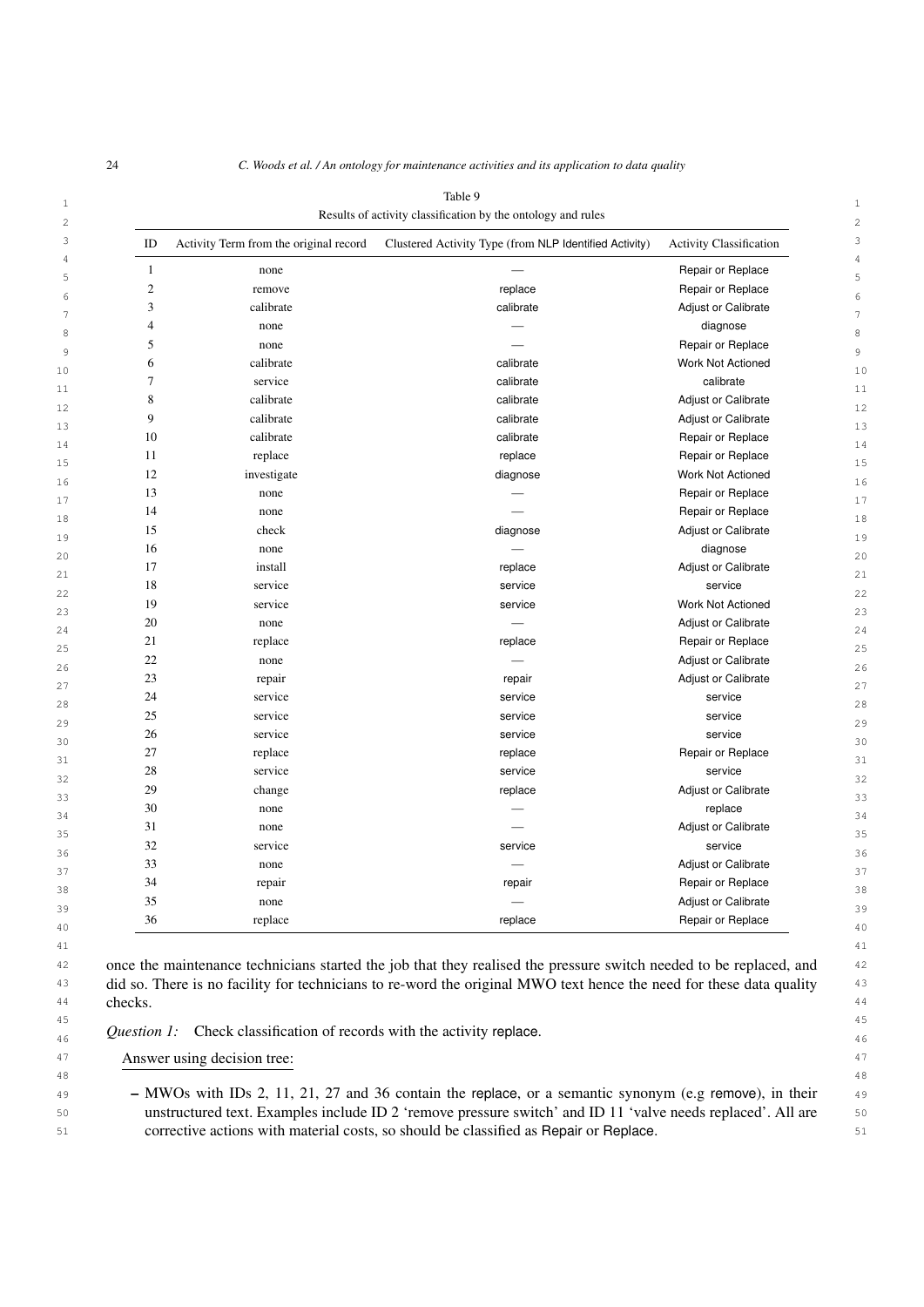Table 9
Results of activity classification by the ontology and rules

| ID | Activity Term from the original record | Clustered Activity Type (from NLP Identified Activity) | Activity Classification |
|---|---|---|---|
| 1 | none | — | Repair or Replace |
| 2 | remove | replace | Repair or Replace |
| 3 | calibrate | calibrate | Adjust or Calibrate |
| 4 | none | — | diagnose |
| 5 | none | — | Repair or Replace |
| 6 | calibrate | calibrate | Work Not Actioned |
| 7 | service | calibrate | calibrate |
| 8 | calibrate | calibrate | Adjust or Calibrate |
| 9 | calibrate | calibrate | Adjust or Calibrate |
| 10 | calibrate | calibrate | Repair or Replace |
| 11 | replace | replace | Repair or Replace |
| 12 | investigate | diagnose | Work Not Actioned |
| 13 | none | — | Repair or Replace |
| 14 | none | — | Repair or Replace |
| 15 | check | diagnose | Adjust or Calibrate |
| 16 | none | — | diagnose |
| 17 | install | replace | Adjust or Calibrate |
| 18 | service | service | service |
| 19 | service | service | Work Not Actioned |
| 20 | none | — | Adjust or Calibrate |
| 21 | replace | replace | Repair or Replace |
| 22 | none | — | Adjust or Calibrate |
| 23 | repair | repair | Adjust or Calibrate |
| 24 | service | service | service |
| 25 | service | service | service |
| 26 | service | service | service |
| 27 | replace | replace | Repair or Replace |
| 28 | service | service | service |
| 29 | change | replace | Adjust or Calibrate |
| 30 | none | — | replace |
| 31 | none | — | Adjust or Calibrate |
| 32 | service | service | service |
| 33 | none | — | Adjust or Calibrate |
| 34 | repair | repair | Repair or Replace |
| 35 | none | — | Adjust or Calibrate |
| 36 | replace | replace | Repair or Replace |

once the maintenance technicians started the job that they realised the pressure switch needed to be replaced, and did so. There is no facility for technicians to re-word the original MWO text hence the need for these data quality checks.

*Question 1:* Check classification of records with the activity replace.

Answer using decision tree:

- MWOs with IDs 2, 11, 21, 27 and 36 contain the replace, or a semantic synonym (e.g remove), in their unstructured text. Examples include ID 2 'remove pressure switch' and ID 11 'valve needs replaced'. All are corrective actions with material costs, so should be classified as Repair or Replace.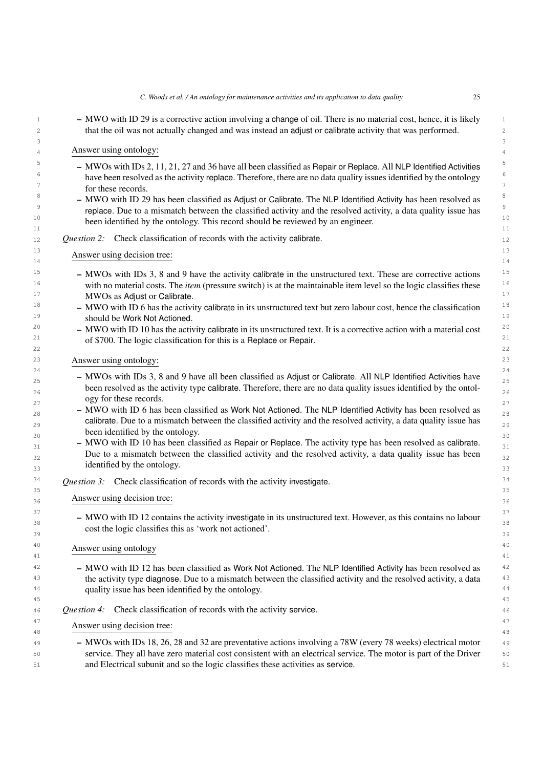- MWO with ID 29 is a corrective action involving a change of oil. There is no material cost, hence, it is likely that the oil was not actually changed and was instead an adjust or calibrate activity that was performed.

Answer using ontology:

- MWOs with IDs 2, 11, 21, 27 and 36 have all been classified as Repair or Replace. All NLP Identified Activities have been resolved as the activity replace. Therefore, there are no data quality issues identified by the ontology for these records.
- MWO with ID 29 has been classified as Adjust or Calibrate. The NLP Identified Activity has been resolved as replace. Due to a mismatch between the classified activity and the resolved activity, a data quality issue has been identified by the ontology. This record should be reviewed by an engineer.

*Question 2:* Check classification of records with the activity calibrate.

Answer using decision tree:

- MWOs with IDs 3, 8 and 9 have the activity calibrate in the unstructured text. These are corrective actions with no material costs. The *item* (pressure switch) is at the maintainable item level so the logic classifies these MWOs as Adjust or Calibrate.
- MWO with ID 6 has the activity calibrate in its unstructured text but zero labour cost, hence the classification should be Work Not Actioned.
- MWO with ID 10 has the activity calibrate in its unstructured text. It is a corrective action with a material cost of $700. The logic classification for this is a Replace or Repair.

Answer using ontology:

- MWOs with IDs 3, 8 and 9 have all been classified as Adjust or Calibrate. All NLP Identified Activities have been resolved as the activity type calibrate. Therefore, there are no data quality issues identified by the ontology for these records.
- MWO with ID 6 has been classified as Work Not Actioned. The NLP Identified Activity has been resolved as calibrate. Due to a mismatch between the classified activity and the resolved activity, a data quality issue has been identified by the ontology.
- MWO with ID 10 has been classified as Repair or Replace. The activity type has been resolved as calibrate. Due to a mismatch between the classified activity and the resolved activity, a data quality issue has been identified by the ontology.

*Question 3:* Check classification of records with the activity investigate.

Answer using decision tree:

- MWO with ID 12 contains the activity investigate in its unstructured text. However, as this contains no labour cost the logic classifies this as 'work not actioned'.

Answer using ontology

- MWO with ID 12 has been classified as Work Not Actioned. The NLP Identified Activity has been resolved as the activity type diagnose. Due to a mismatch between the classified activity and the resolved activity, a data quality issue has been identified by the ontology.

*Question 4:* Check classification of records with the activity service.

Answer using decision tree:

- MWOs with IDs 18, 26, 28 and 32 are preventative actions involving a 78W (every 78 weeks) electrical motor service. They all have zero material cost consistent with an electrical service. The motor is part of the Driver and Electrical subunit and so the logic classifies these activities as service.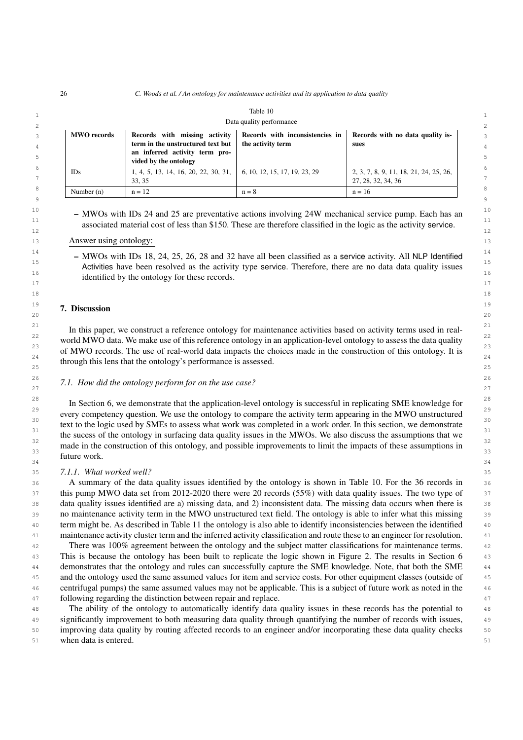Table 10

Data quality performance

| MWO records | Records with missing activity term in the unstructured text but an inferred activity term provided by the ontology | Records with inconsistencies in the activity term | Records with no data quality issues |
|---|---|---|---|
| IDs | 1, 4, 5, 13, 14, 16, 20, 22, 30, 31, 33, 35 | 6, 10, 12, 15, 17, 19, 23, 29 | 2, 3, 7, 8, 9, 11, 18, 21, 24, 25, 26, 27, 28, 32, 34, 36 |
| Number (n) | n = 12 | n = 8 | n = 16 |

- MWOs with IDs 24 and 25 are preventative actions involving 24W mechanical service pump. Each has an associated material cost of less than $150. These are therefore classified in the logic as the activity service.

Answer using ontology:

- MWOs with IDs 18, 24, 25, 26, 28 and 32 have all been classified as a service activity. All NLP Identified Activities have been resolved as the activity type service. Therefore, there are no data data quality issues identified by the ontology for these records.

## 7. Discussion

In this paper, we construct a reference ontology for maintenance activities based on activity terms used in real-world MWO data. We make use of this reference ontology in an application-level ontology to assess the data quality of MWO records. The use of real-world data impacts the choices made in the construction of this ontology. It is through this lens that the ontology's performance is assessed.

### 7.1. How did the ontology perform for on the use case?

In Section 6, we demonstrate that the application-level ontology is successful in replicating SME knowledge for every competency question. We use the ontology to compare the activity term appearing in the MWO unstructured text to the logic used by SMEs to assess what work was completed in a work order. In this section, we demonstrate the sucess of the ontology in surfacing data quality issues in the MWOs. We also discuss the assumptions that we made in the construction of this ontology, and possible improvements to limit the impacts of these assumptions in future work.

#### 7.1.1. What worked well?

A summary of the data quality issues identified by the ontology is shown in Table 10. For the 36 records in this pump MWO data set from 2012-2020 there were 20 records (55%) with data quality issues. The two type of data quality issues identified are a) missing data, and 2) inconsistent data. The missing data occurs when there is no maintenance activity term in the MWO unstructured text field. The ontology is able to infer what this missing term might be. As described in Table 11 the ontology is also able to identify inconsistencies between the identified maintenance activity cluster term and the inferred activity classification and route these to an engineer for resolution.

There was 100% agreement between the ontology and the subject matter classifications for maintenance terms. This is because the ontology has been built to replicate the logic shown in Figure 2. The results in Section 6 demonstrates that the ontology and rules can successfully capture the SME knowledge. Note, that both the SME and the ontology used the same assumed values for item and service costs. For other equipment classes (outside of centrifugal pumps) the same assumed values may not be applicable. This is a subject of future work as noted in the following regarding the distinction between repair and replace.

The ability of the ontology to automatically identify data quality issues in these records has the potential to significantly improvement to both measuring data quality through quantifying the number of records with issues, improving data quality by routing affected records to an engineer and/or incorporating these data quality checks when data is entered.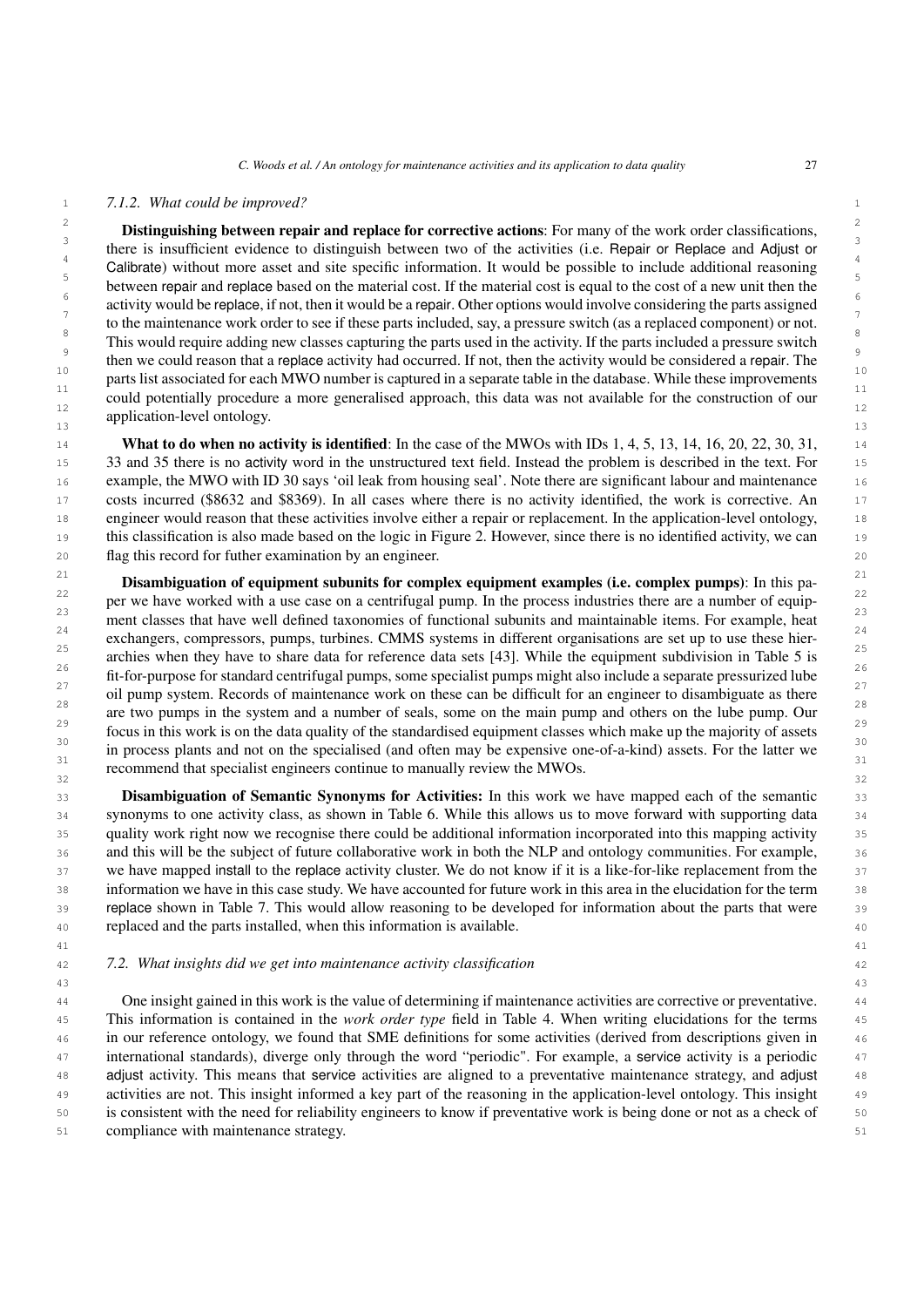#### 7.1.2. What could be improved?

**Distinguishing between repair and replace for corrective actions**: For many of the work order classifications, there is insufficient evidence to distinguish between two of the activities (i.e. Repair or Replace and Adjust or Calibrate) without more asset and site specific information. It would be possible to include additional reasoning between repair and replace based on the material cost. If the material cost is equal to the cost of a new unit then the activity would be replace, if not, then it would be a repair. Other options would involve considering the parts assigned to the maintenance work order to see if these parts included, say, a pressure switch (as a replaced component) or not. This would require adding new classes capturing the parts used in the activity. If the parts included a pressure switch then we could reason that a replace activity had occurred. If not, then the activity would be considered a repair. The parts list associated for each MWO number is captured in a separate table in the database. While these improvements could potentially procedure a more generalised approach, this data was not available for the construction of our application-level ontology.

**What to do when no activity is identified**: In the case of the MWOs with IDs 1, 4, 5, 13, 14, 16, 20, 22, 30, 31, 33 and 35 there is no activity word in the unstructured text field. Instead the problem is described in the text. For example, the MWO with ID 30 says 'oil leak from housing seal'. Note there are significant labour and maintenance costs incurred ($8632 and $8369). In all cases where there is no activity identified, the work is corrective. An engineer would reason that these activities involve either a repair or replacement. In the application-level ontology, this classification is also made based on the logic in Figure 2. However, since there is no identified activity, we can flag this record for futher examination by an engineer.

**Disambiguation of equipment subunits for complex equipment examples (i.e. complex pumps)**: In this paper we have worked with a use case on a centrifugal pump. In the process industries there are a number of equipment classes that have well defined taxonomies of functional subunits and maintainable items. For example, heat exchangers, compressors, pumps, turbines. CMMS systems in different organisations are set up to use these hierarchies when they have to share data for reference data sets [43]. While the equipment subdivision in Table 5 is fit-for-purpose for standard centrifugal pumps, some specialist pumps might also include a separate pressurized lube oil pump system. Records of maintenance work on these can be difficult for an engineer to disambiguate as there are two pumps in the system and a number of seals, some on the main pump and others on the lube pump. Our focus in this work is on the data quality of the standardised equipment classes which make up the majority of assets in process plants and not on the specialised (and often may be expensive one-of-a-kind) assets. For the latter we recommend that specialist engineers continue to manually review the MWOs.

**Disambiguation of Semantic Synonyms for Activities:** In this work we have mapped each of the semantic synonyms to one activity class, as shown in Table 6. While this allows us to move forward with supporting data quality work right now we recognise there could be additional information incorporated into this mapping activity and this will be the subject of future collaborative work in both the NLP and ontology communities. For example, we have mapped install to the replace activity cluster. We do not know if it is a like-for-like replacement from the information we have in this case study. We have accounted for future work in this area in the elucidation for the term replace shown in Table 7. This would allow reasoning to be developed for information about the parts that were replaced and the parts installed, when this information is available.

### 7.2. What insights did we get into maintenance activity classification

One insight gained in this work is the value of determining if maintenance activities are corrective or preventative. This information is contained in the *work order type* field in Table 4. When writing elucidations for the terms in our reference ontology, we found that SME definitions for some activities (derived from descriptions given in international standards), diverge only through the word "periodic". For example, a service activity is a periodic adjust activity. This means that service activities are aligned to a preventative maintenance strategy, and adjust activities are not. This insight informed a key part of the reasoning in the application-level ontology. This insight is consistent with the need for reliability engineers to know if preventative work is being done or not as a check of compliance with maintenance strategy.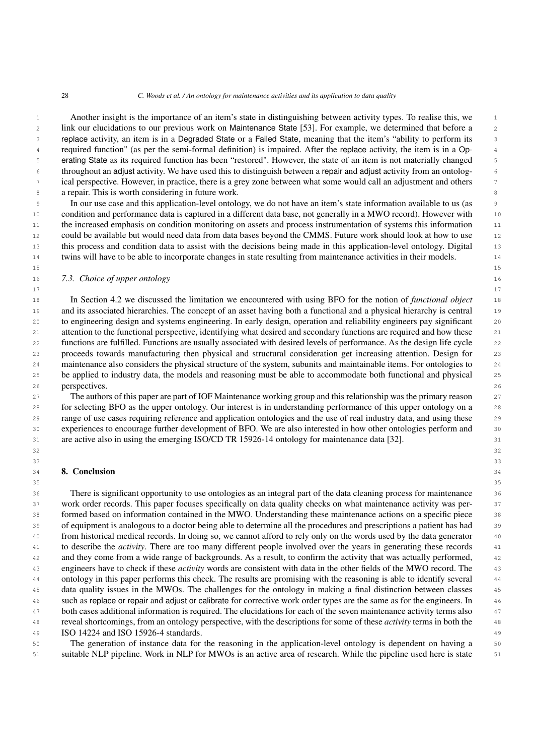Another insight is the importance of an item's state in distinguishing between activity types. To realise this, we link our elucidations to our previous work on Maintenance State [53]. For example, we determined that before a replace activity, an item is in a Degraded State or a Failed State, meaning that the item's "ability to perform its required function" (as per the semi-formal definition) is impaired. After the replace activity, the item is in a Operating State as its required function has been "restored". However, the state of an item is not materially changed throughout an adjust activity. We have used this to distinguish between a repair and adjust activity from an ontological perspective. However, in practice, there is a grey zone between what some would call an adjustment and others a repair. This is worth considering in future work.

In our use case and this application-level ontology, we do not have an item's state information available to us (as condition and performance data is captured in a different data base, not generally in a MWO record). However with the increased emphasis on condition monitoring on assets and process instrumentation of systems this information could be available but would need data from data bases beyond the CMMS. Future work should look at how to use this process and condition data to assist with the decisions being made in this application-level ontology. Digital twins will have to be able to incorporate changes in state resulting from maintenance activities in their models.

### 7.3. Choice of upper ontology

In Section 4.2 we discussed the limitation we encountered with using BFO for the notion of *functional object* and its associated hierarchies. The concept of an asset having both a functional and a physical hierarchy is central to engineering design and systems engineering. In early design, operation and reliability engineers pay significant attention to the functional perspective, identifying what desired and secondary functions are required and how these functions are fulfilled. Functions are usually associated with desired levels of performance. As the design life cycle proceeds towards manufacturing then physical and structural consideration get increasing attention. Design for maintenance also considers the physical structure of the system, subunits and maintainable items. For ontologies to be applied to industry data, the models and reasoning must be able to accommodate both functional and physical perspectives.

The authors of this paper are part of IOF Maintenance working group and this relationship was the primary reason for selecting BFO as the upper ontology. Our interest is in understanding performance of this upper ontology on a range of use cases requiring reference and application ontologies and the use of real industry data, and using these experiences to encourage further development of BFO. We are also interested in how other ontologies perform and are active also in using the emerging ISO/CD TR 15926-14 ontology for maintenance data [32].

## 8. Conclusion

There is significant opportunity to use ontologies as an integral part of the data cleaning process for maintenance work order records. This paper focuses specifically on data quality checks on what maintenance activity was performed based on information contained in the MWO. Understanding these maintenance actions on a specific piece of equipment is analogous to a doctor being able to determine all the procedures and prescriptions a patient has had from historical medical records. In doing so, we cannot afford to rely only on the words used by the data generator to describe the *activity*. There are too many different people involved over the years in generating these records and they come from a wide range of backgrounds. As a result, to confirm the activity that was actually performed, engineers have to check if these *activity* words are consistent with data in the other fields of the MWO record. The ontology in this paper performs this check. The results are promising with the reasoning is able to identify several data quality issues in the MWOs. The challenges for the ontology in making a final distinction between classes such as replace or repair and adjust or calibrate for corrective work order types are the same as for the engineers. In both cases additional information is required. The elucidations for each of the seven maintenance activity terms also reveal shortcomings, from an ontology perspective, with the descriptions for some of these *activity* terms in both the ISO 14224 and ISO 15926-4 standards.

The generation of instance data for the reasoning in the application-level ontology is dependent on having a suitable NLP pipeline. Work in NLP for MWOs is an active area of research. While the pipeline used here is state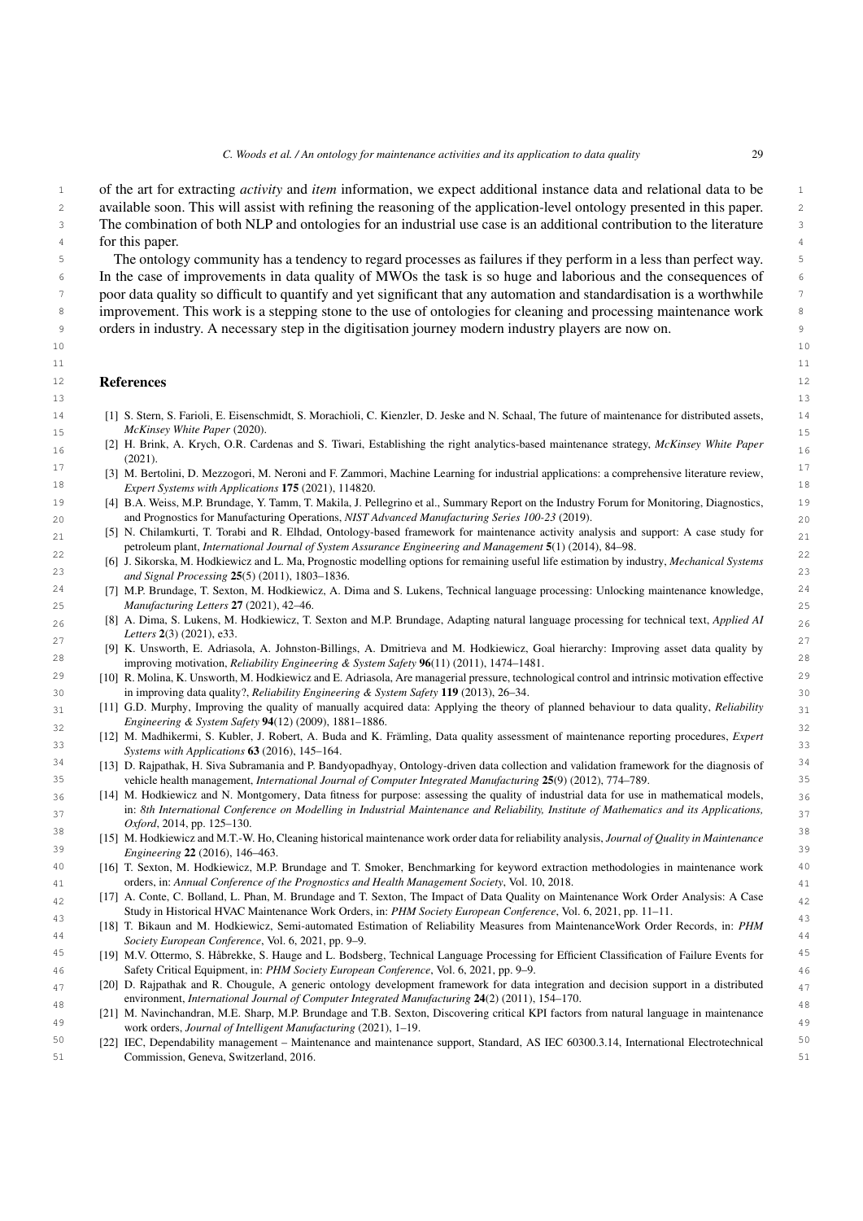of the art for extracting *activity* and *item* information, we expect additional instance data and relational data to be available soon. This will assist with refining the reasoning of the application-level ontology presented in this paper. The combination of both NLP and ontologies for an industrial use case is an additional contribution to the literature for this paper.

The ontology community has a tendency to regard processes as failures if they perform in a less than perfect way. In the case of improvements in data quality of MWOs the task is so huge and laborious and the consequences of poor data quality so difficult to quantify and yet significant that any automation and standardisation is a worthwhile improvement. This work is a stepping stone to the use of ontologies for cleaning and processing maintenance work orders in industry. A necessary step in the digitisation journey modern industry players are now on.

## References

[1] S. Stern, S. Farioli, E. Eisenschmidt, S. Morachioli, C. Kienzler, D. Jeske and N. Schaal, The future of maintenance for distributed assets, *McKinsey White Paper* (2020).

[2] H. Brink, A. Krych, O.R. Cardenas and S. Tiwari, Establishing the right analytics-based maintenance strategy, *McKinsey White Paper* (2021).

[3] M. Bertolini, D. Mezzogori, M. Neroni and F. Zammori, Machine Learning for industrial applications: a comprehensive literature review, *Expert Systems with Applications* **175** (2021), 114820.

[4] B.A. Weiss, M.P. Brundage, Y. Tamm, T. Makila, J. Pellegrino et al., Summary Report on the Industry Forum for Monitoring, Diagnostics, and Prognostics for Manufacturing Operations, *NIST Advanced Manufacturing Series 100-23* (2019).

[5] N. Chilamkurti, T. Torabi and R. Elhdad, Ontology-based framework for maintenance activity analysis and support: A case study for petroleum plant, *International Journal of System Assurance Engineering and Management* **5**(1) (2014), 84–98.

[6] J. Sikorska, M. Hodkiewicz and L. Ma, Prognostic modelling options for remaining useful life estimation by industry, *Mechanical Systems and Signal Processing* **25**(5) (2011), 1803–1836.

[7] M.P. Brundage, T. Sexton, M. Hodkiewicz, A. Dima and S. Lukens, Technical language processing: Unlocking maintenance knowledge, *Manufacturing Letters* **27** (2021), 42–46.

[8] A. Dima, S. Lukens, M. Hodkiewicz, T. Sexton and M.P. Brundage, Adapting natural language processing for technical text, *Applied AI Letters* **2**(3) (2021), e33.

[9] K. Unsworth, E. Adriasola, A. Johnston-Billings, A. Dmitrieva and M. Hodkiewicz, Goal hierarchy: Improving asset data quality by improving motivation, *Reliability Engineering & System Safety* **96**(11) (2011), 1474–1481.

[10] R. Molina, K. Unsworth, M. Hodkiewicz and E. Adriasola, Are managerial pressure, technological control and intrinsic motivation effective in improving data quality?, *Reliability Engineering & System Safety* **119** (2013), 26–34.

[11] G.D. Murphy, Improving the quality of manually acquired data: Applying the theory of planned behaviour to data quality, *Reliability Engineering & System Safety* **94**(12) (2009), 1881–1886.

[12] M. Madhikermi, S. Kubler, J. Robert, A. Buda and K. Främling, Data quality assessment of maintenance reporting procedures, *Expert Systems with Applications* **63** (2016), 145–164.

[13] D. Rajpathak, H. Siva Subramania and P. Bandyopadhyay, Ontology-driven data collection and validation framework for the diagnosis of vehicle health management, *International Journal of Computer Integrated Manufacturing* **25**(9) (2012), 774–789.

[14] M. Hodkiewicz and N. Montgomery, Data fitness for purpose: assessing the quality of industrial data for use in mathematical models, in: *8th International Conference on Modelling in Industrial Maintenance and Reliability, Institute of Mathematics and its Applications, Oxford*, 2014, pp. 125–130.

[15] M. Hodkiewicz and M.T.-W. Ho, Cleaning historical maintenance work order data for reliability analysis, *Journal of Quality in Maintenance Engineering* **22** (2016), 146–463.

[16] T. Sexton, M. Hodkiewicz, M.P. Brundage and T. Smoker, Benchmarking for keyword extraction methodologies in maintenance work orders, in: *Annual Conference of the Prognostics and Health Management Society*, Vol. 10, 2018.

[17] A. Conte, C. Bolland, L. Phan, M. Brundage and T. Sexton, The Impact of Data Quality on Maintenance Work Order Analysis: A Case Study in Historical HVAC Maintenance Work Orders, in: *PHM Society European Conference*, Vol. 6, 2021, pp. 11–11.

[18] T. Bikaun and M. Hodkiewicz, Semi-automated Estimation of Reliability Measures from MaintenanceWork Order Records, in: *PHM Society European Conference*, Vol. 6, 2021, pp. 9–9.

[19] M.V. Ottermo, S. Håbrekke, S. Hauge and L. Bodsberg, Technical Language Processing for Efficient Classification of Failure Events for Safety Critical Equipment, in: *PHM Society European Conference*, Vol. 6, 2021, pp. 9–9.

[20] D. Rajpathak and R. Chougule, A generic ontology development framework for data integration and decision support in a distributed environment, *International Journal of Computer Integrated Manufacturing* **24**(2) (2011), 154–170.

[21] M. Navinchandran, M.E. Sharp, M.P. Brundage and T.B. Sexton, Discovering critical KPI factors from natural language in maintenance work orders, *Journal of Intelligent Manufacturing* (2021), 1–19.

[22] IEC, Dependability management – Maintenance and maintenance support, Standard, AS IEC 60300.3.14, International Electrotechnical Commission, Geneva, Switzerland, 2016.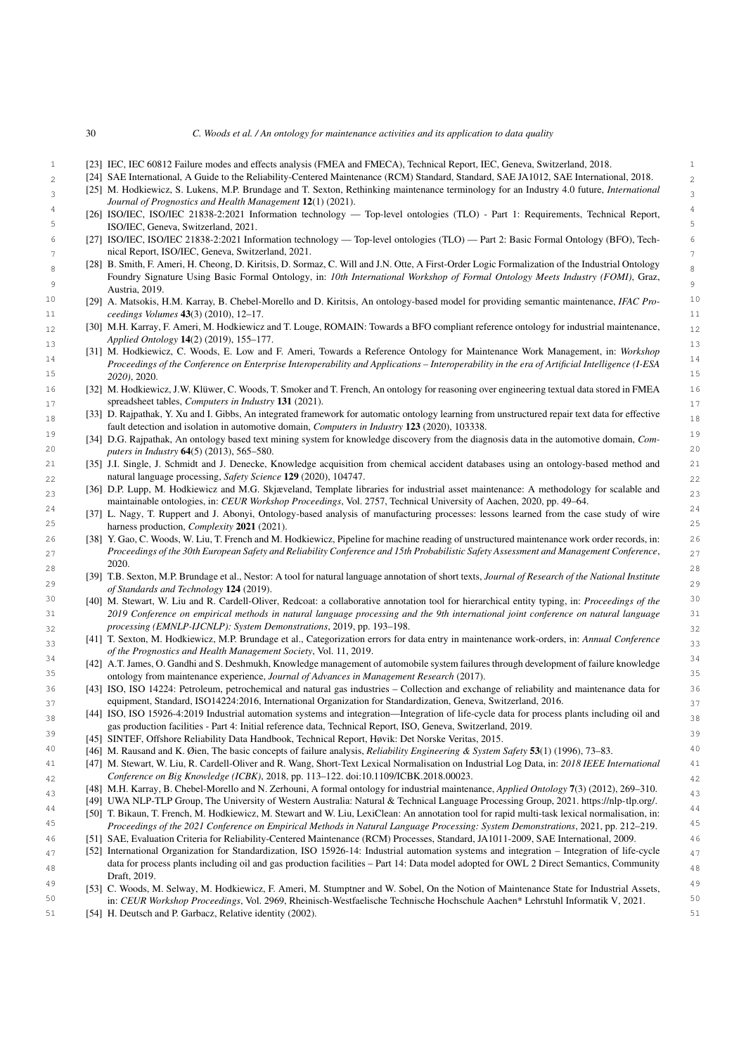[23] IEC, IEC 60812 Failure modes and effects analysis (FMEA and FMECA), Technical Report, IEC, Geneva, Switzerland, 2018.

[24] SAE International, A Guide to the Reliability-Centered Maintenance (RCM) Standard, Standard, SAE JA1012, SAE International, 2018.

[25] M. Hodkiewicz, S. Lukens, M.P. Brundage and T. Sexton, Rethinking maintenance terminology for an Industry 4.0 future, *International Journal of Prognostics and Health Management* **12**(1) (2021).

[26] ISO/IEC, ISO/IEC 21838-2:2021 Information technology — Top-level ontologies (TLO) - Part 1: Requirements, Technical Report, ISO/IEC, Geneva, Switzerland, 2021.

[27] ISO/IEC, ISO/IEC 21838-2:2021 Information technology — Top-level ontologies (TLO) — Part 2: Basic Formal Ontology (BFO), Technical Report, ISO/IEC, Geneva, Switzerland, 2021.

[28] B. Smith, F. Ameri, H. Cheong, D. Kiritsis, D. Sormaz, C. Will and J.N. Otte, A First-Order Logic Formalization of the Industrial Ontology Foundry Signature Using Basic Formal Ontology, in: *10th International Workshop of Formal Ontology Meets Industry (FOMI)*, Graz, Austria, 2019.

[29] A. Matsokis, H.M. Karray, B. Chebel-Morello and D. Kiritsis, An ontology-based model for providing semantic maintenance, *IFAC Proceedings Volumes* **43**(3) (2010), 12–17.

[30] M.H. Karray, F. Ameri, M. Hodkiewicz and T. Louge, ROMAIN: Towards a BFO compliant reference ontology for industrial maintenance, *Applied Ontology* **14**(2) (2019), 155–177.

[31] M. Hodkiewicz, C. Woods, E. Low and F. Ameri, Towards a Reference Ontology for Maintenance Work Management, in: *Workshop Proceedings of the Conference on Enterprise Interoperability and Applications – Interoperability in the era of Artificial Intelligence (I-ESA 2020)*, 2020.

[32] M. Hodkiewicz, J.W. Klüwer, C. Woods, T. Smoker and T. French, An ontology for reasoning over engineering textual data stored in FMEA spreadsheet tables, *Computers in Industry* **131** (2021).

[33] D. Rajpathak, Y. Xu and I. Gibbs, An integrated framework for automatic ontology learning from unstructured repair text data for effective fault detection and isolation in automotive domain, *Computers in Industry* **123** (2020), 103338.

[34] D.G. Rajpathak, An ontology based text mining system for knowledge discovery from the diagnosis data in the automotive domain, *Computers in Industry* **64**(5) (2013), 565–580.

[35] J.I. Single, J. Schmidt and J. Denecke, Knowledge acquisition from chemical accident databases using an ontology-based method and natural language processing, *Safety Science* **129** (2020), 104747.

[36] D.P. Lupp, M. Hodkiewicz and M.G. Skjæveland, Template libraries for industrial asset maintenance: A methodology for scalable and maintainable ontologies, in: *CEUR Workshop Proceedings*, Vol. 2757, Technical University of Aachen, 2020, pp. 49–64.

[37] L. Nagy, T. Ruppert and J. Abonyi, Ontology-based analysis of manufacturing processes: lessons learned from the case study of wire harness production, *Complexity* **2021** (2021).

[38] Y. Gao, C. Woods, W. Liu, T. French and M. Hodkiewicz, Pipeline for machine reading of unstructured maintenance work order records, in: *Proceedings of the 30th European Safety and Reliability Conference and 15th Probabilistic Safety Assessment and Management Conference*, 2020.

[39] T.B. Sexton, M.P. Brundage et al., Nestor: A tool for natural language annotation of short texts, *Journal of Research of the National Institute of Standards and Technology* **124** (2019).

[40] M. Stewart, W. Liu and R. Cardell-Oliver, Redcoat: a collaborative annotation tool for hierarchical entity typing, in: *Proceedings of the 2019 Conference on empirical methods in natural language processing and the 9th international joint conference on natural language processing (EMNLP-IJCNLP): System Demonstrations*, 2019, pp. 193–198.

[41] T. Sexton, M. Hodkiewicz, M.P. Brundage et al., Categorization errors for data entry in maintenance work-orders, in: *Annual Conference of the Prognostics and Health Management Society*, Vol. 11, 2019.

[42] A.T. James, O. Gandhi and S. Deshmukh, Knowledge management of automobile system failures through development of failure knowledge ontology from maintenance experience, *Journal of Advances in Management Research* (2017).

[43] ISO, ISO 14224: Petroleum, petrochemical and natural gas industries – Collection and exchange of reliability and maintenance data for equipment, Standard, ISO14224:2016, International Organization for Standardization, Geneva, Switzerland, 2016.

[44] ISO, ISO 15926-4:2019 Industrial automation systems and integration—Integration of life-cycle data for process plants including oil and gas production facilities - Part 4: Initial reference data, Technical Report, ISO, Geneva, Switzerland, 2019.

[45] SINTEF, Offshore Reliability Data Handbook, Technical Report, Høvik: Det Norske Veritas, 2015.

[46] M. Rausand and K. Øien, The basic concepts of failure analysis, *Reliability Engineering & System Safety* **53**(1) (1996), 73–83.

[47] M. Stewart, W. Liu, R. Cardell-Oliver and R. Wang, Short-Text Lexical Normalisation on Industrial Log Data, in: *2018 IEEE International Conference on Big Knowledge (ICBK)*, 2018, pp. 113–122. doi:10.1109/ICBK.2018.00023.

[48] M.H. Karray, B. Chebel-Morello and N. Zerhouni, A formal ontology for industrial maintenance, *Applied Ontology* **7**(3) (2012), 269–310.

[49] UWA NLP-TLP Group, The University of Western Australia: Natural & Technical Language Processing Group, 2021. https://nlp-tlp.org/.

[50] T. Bikaun, T. French, M. Hodkiewicz, M. Stewart and W. Liu, LexiClean: An annotation tool for rapid multi-task lexical normalisation, in: *Proceedings of the 2021 Conference on Empirical Methods in Natural Language Processing: System Demonstrations*, 2021, pp. 212–219.

[51] SAE, Evaluation Criteria for Reliability-Centered Maintenance (RCM) Processes, Standard, JA1011-2009, SAE International, 2009.

[52] International Organization for Standardization, ISO 15926-14: Industrial automation systems and integration – Integration of life-cycle data for process plants including oil and gas production facilities – Part 14: Data model adopted for OWL 2 Direct Semantics, Community Draft, 2019.

[53] C. Woods, M. Selway, M. Hodkiewicz, F. Ameri, M. Stumptner and W. Sobel, On the Notion of Maintenance State for Industrial Assets, in: *CEUR Workshop Proceedings*, Vol. 2969, Rheinisch-Westfaelische Technische Hochschule Aachen* Lehrstuhl Informatik V, 2021.

[54] H. Deutsch and P. Garbacz, Relative identity (2002).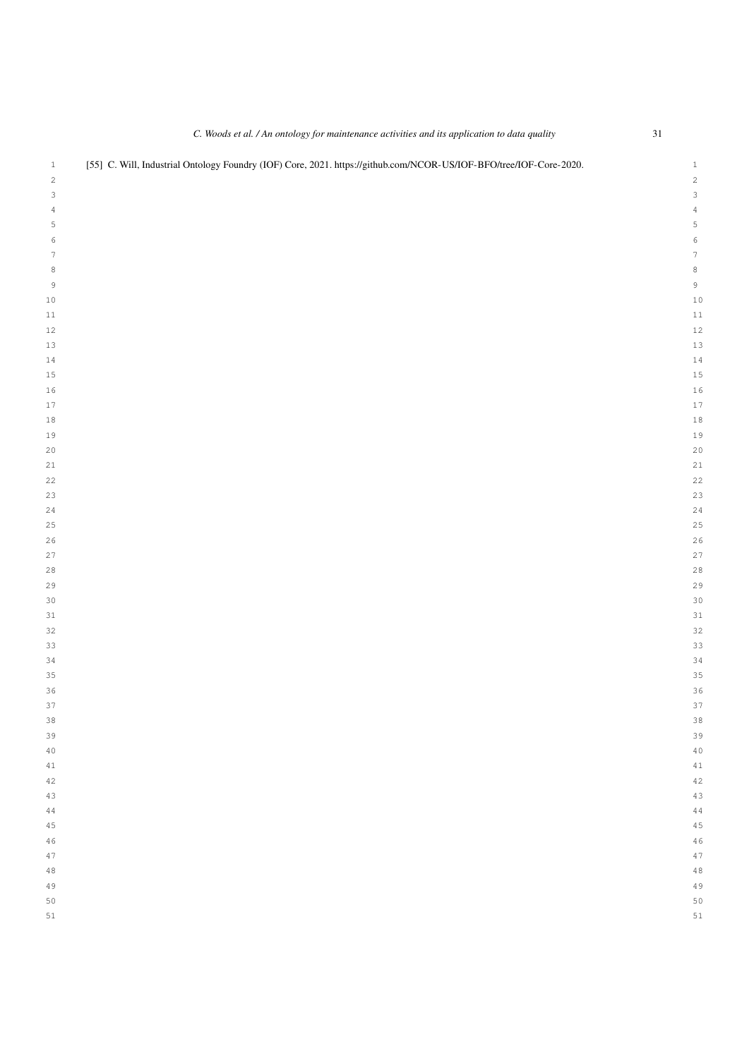[55] C. Will, Industrial Ontology Foundry (IOF) Core, 2021. https://github.com/NCOR-US/IOF-BFO/tree/IOF-Core-2020.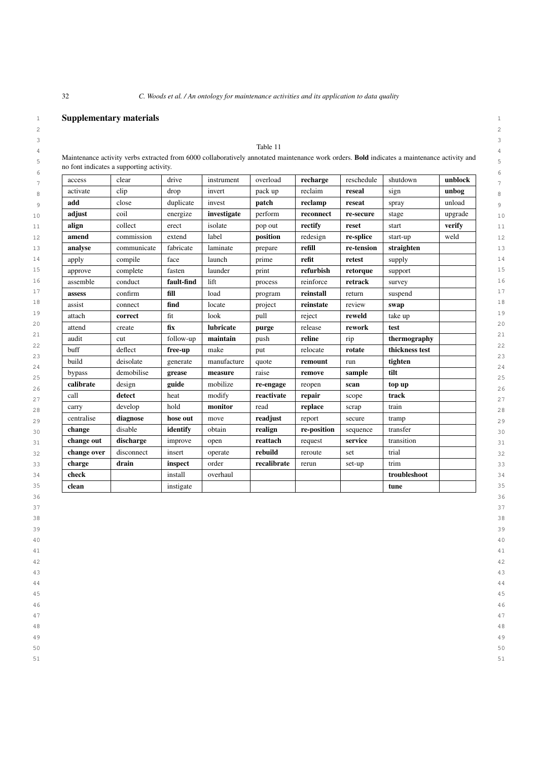## Supplementary materials

Table 11

Maintenance activity verbs extracted from 6000 collaboratively annotated maintenance work orders. **Bold** indicates a maintenance activity and no font indicates a supporting activity.

| | | | | | | | | |
|---|---|---|---|---|---|---|---|---|
| access | clear | drive | instrument | overload | **recharge** | reschedule | shutdown | **unblock** |
| activate | clip | drop | invert | pack up | reclaim | **reseal** | sign | **unbog** |
| **add** | close | duplicate | invest | **patch** | **reclamp** | **reseat** | spray | unload |
| **adjust** | coil | energize | **investigate** | perform | **reconnect** | **re-secure** | stage | upgrade |
| **align** | collect | erect | isolate | pop out | **rectify** | **reset** | start | **verify** |
| **amend** | commission | extend | label | **position** | redesign | **re-splice** | start-up | weld |
| **analyse** | communicate | fabricate | laminate | prepare | **refill** | **re-tension** | **straighten** | |
| apply | compile | face | launch | prime | **refit** | **retest** | supply | |
| approve | complete | fasten | launder | print | **refurbish** | **retorque** | support | |
| assemble | conduct | **fault-find** | lift | process | reinforce | **retrack** | survey | |
| **assess** | confirm | **fill** | load | program | **reinstall** | return | suspend | |
| assist | connect | **find** | locate | project | **reinstate** | review | **swap** | |
| attach | **correct** | fit | look | pull | reject | **reweld** | take up | |
| attend | create | **fix** | **lubricate** | **purge** | release | **rework** | **test** | |
| audit | cut | follow-up | **maintain** | push | **reline** | rip | **thermography** | |
| buff | deflect | **free-up** | make | put | relocate | **rotate** | **thickness test** | |
| build | deisolate | generate | manufacture | quote | **remount** | run | **tighten** | |
| bypass | demobilise | **grease** | **measure** | raise | **remove** | **sample** | **tilt** | |
| **calibrate** | design | **guide** | mobilize | **re-engage** | reopen | **scan** | **top up** | |
| call | **detect** | heat | modify | **reactivate** | **repair** | scope | **track** | |
| carry | develop | hold | **monitor** | read | **replace** | scrap | train | |
| centralise | **diagnose** | **hose out** | move | **readjust** | report | secure | tramp | |
| **change** | disable | **identify** | obtain | **realign** | **re-position** | sequence | transfer | |
| **change out** | **discharge** | improve | open | **reattach** | request | **service** | transition | |
| **change over** | disconnect | insert | operate | **rebuild** | reroute | set | trial | |
| **charge** | **drain** | **inspect** | order | **recalibrate** | rerun | set-up | trim | |
| **check** | | install | overhaul | | | | **troubleshoot** | |
| **clean** | | instigate | | | | | **tune** | |